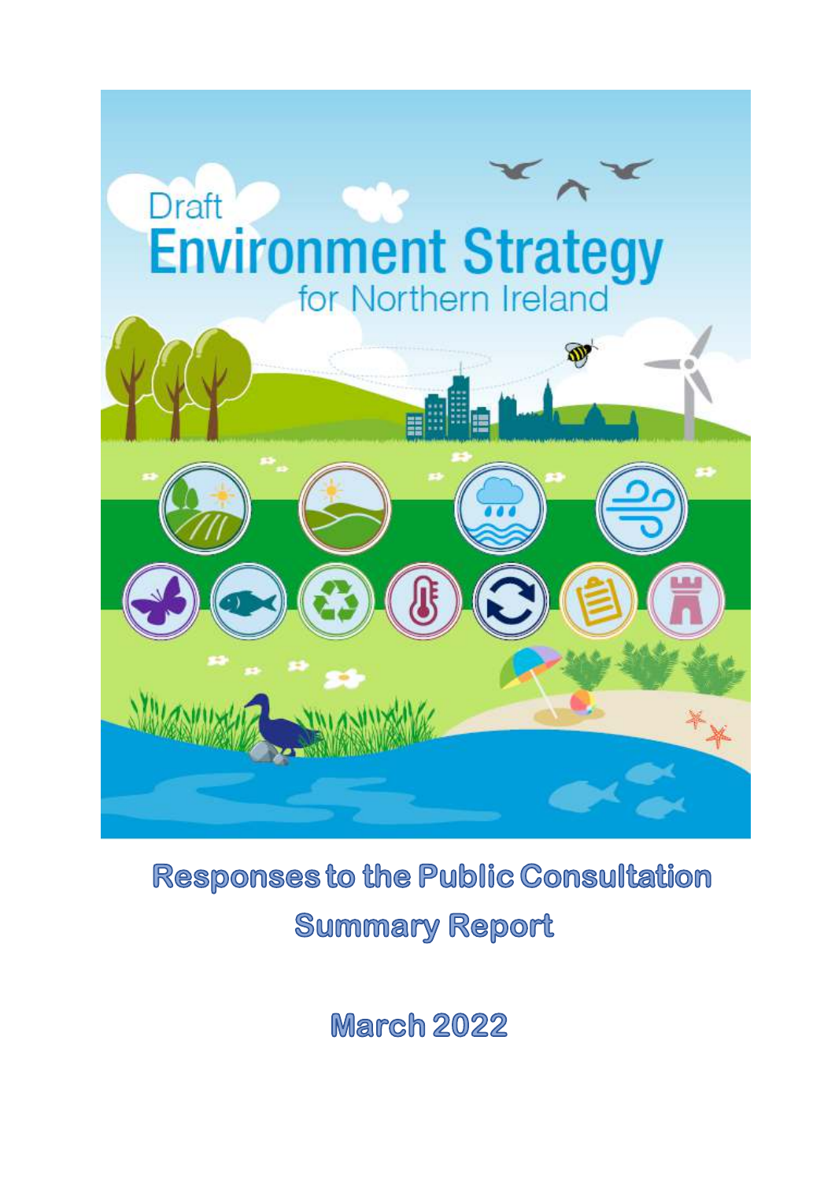# Draft Environment Strategy for Northern Ireland

## Responses to the Public Consultation Summary Report

**March 2022**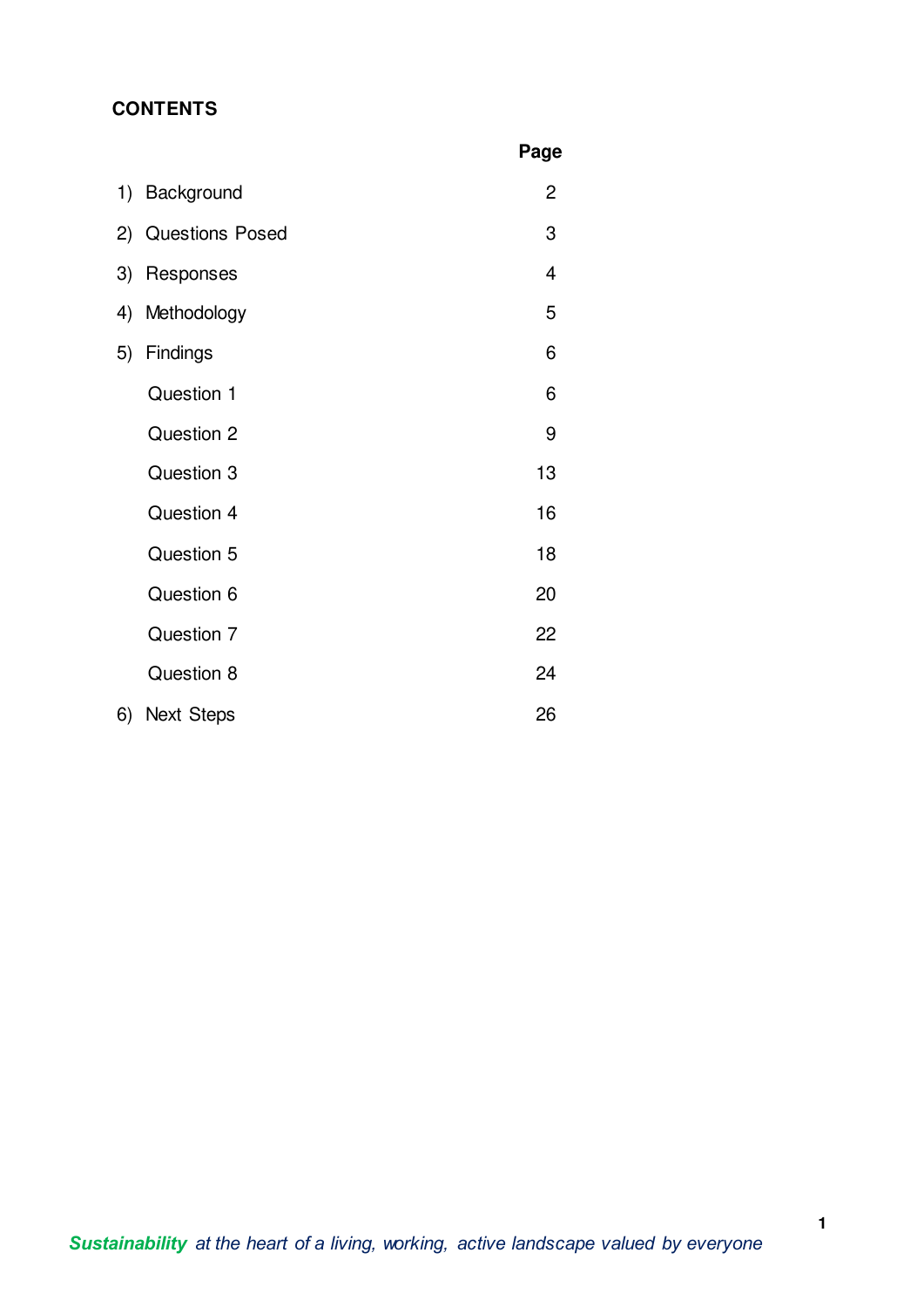# CONTENTS

| | Page |
|---|---|
| 1) Background | 2 |
| 2) Questions Posed | 3 |
| 3) Responses | 4 |
| 4) Methodology | 5 |
| 5) Findings | 6 |
| Question 1 | 6 |
| Question 2 | 9 |
| Question 3 | 13 |
| Question 4 | 16 |
| Question 5 | 18 |
| Question 6 | 20 |
| Question 7 | 22 |
| Question 8 | 24 |
| 6) Next Steps | 26 |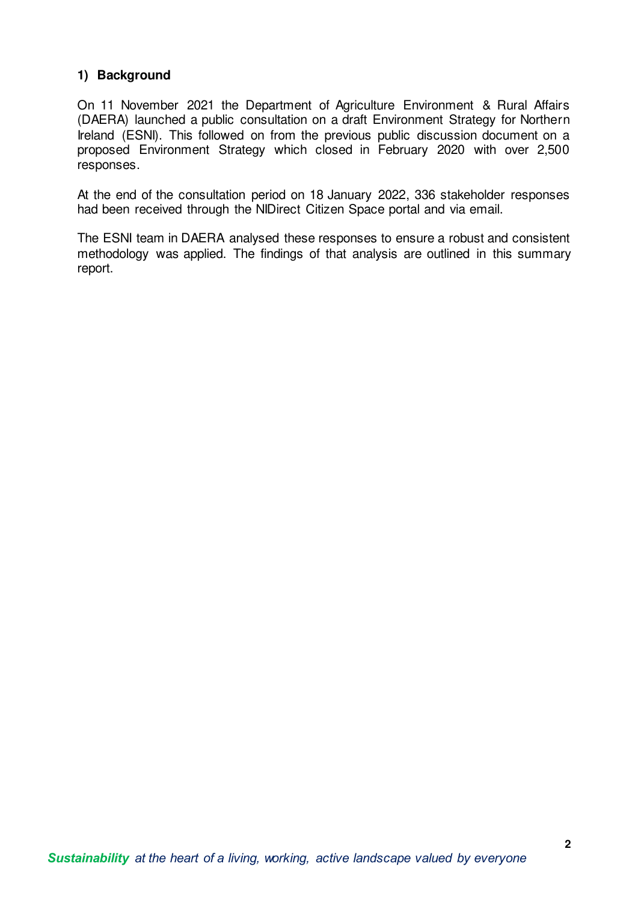## 1) Background

On 11 November 2021 the Department of Agriculture Environment & Rural Affairs (DAERA) launched a public consultation on a draft Environment Strategy for Northern Ireland (ESNI). This followed on from the previous public discussion document on a proposed Environment Strategy which closed in February 2020 with over 2,500 responses.

At the end of the consultation period on 18 January 2022, 336 stakeholder responses had been received through the NIDirect Citizen Space portal and via email.

The ESNI team in DAERA analysed these responses to ensure a robust and consistent methodology was applied. The findings of that analysis are outlined in this summary report.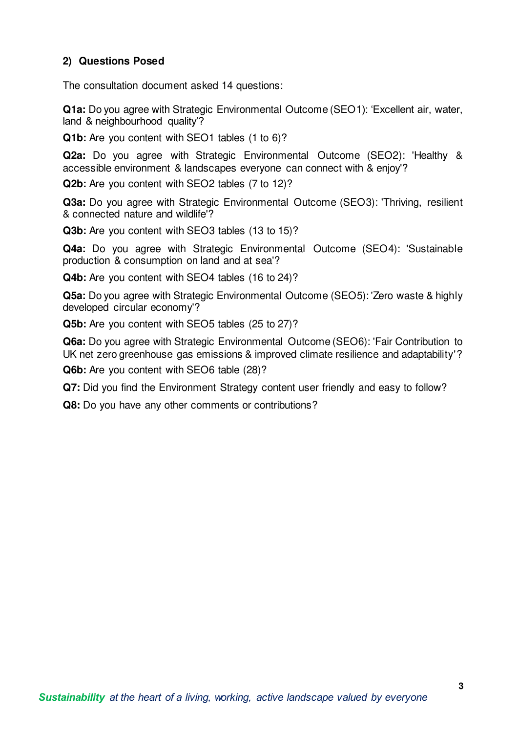## 2) Questions Posed

The consultation document asked 14 questions:

**Q1a:** Do you agree with Strategic Environmental Outcome (SEO1): 'Excellent air, water, land & neighbourhood quality'?

**Q1b:** Are you content with SEO1 tables (1 to 6)?

**Q2a:** Do you agree with Strategic Environmental Outcome (SEO2): 'Healthy & accessible environment & landscapes everyone can connect with & enjoy'?

**Q2b:** Are you content with SEO2 tables (7 to 12)?

**Q3a:** Do you agree with Strategic Environmental Outcome (SEO3): 'Thriving, resilient & connected nature and wildlife'?

**Q3b:** Are you content with SEO3 tables (13 to 15)?

**Q4a:** Do you agree with Strategic Environmental Outcome (SEO4): 'Sustainable production & consumption on land and at sea'?

**Q4b:** Are you content with SEO4 tables (16 to 24)?

**Q5a:** Do you agree with Strategic Environmental Outcome (SEO5): 'Zero waste & highly developed circular economy'?

**Q5b:** Are you content with SEO5 tables (25 to 27)?

**Q6a:** Do you agree with Strategic Environmental Outcome (SEO6): 'Fair Contribution to UK net zero greenhouse gas emissions & improved climate resilience and adaptability'?

**Q6b:** Are you content with SEO6 table (28)?

**Q7:** Did you find the Environment Strategy content user friendly and easy to follow?

**Q8:** Do you have any other comments or contributions?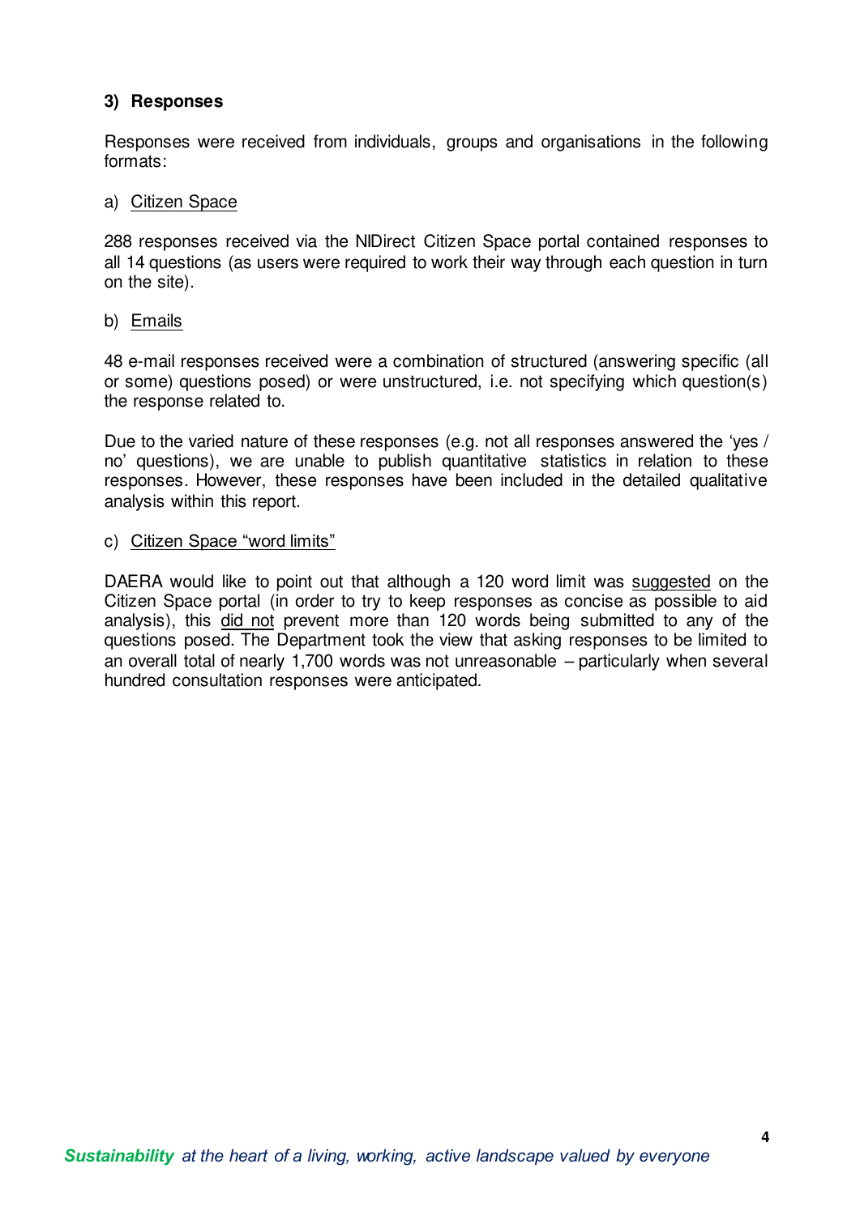## 3) Responses

Responses were received from individuals, groups and organisations in the following formats:

a) <u>Citizen Space</u>

288 responses received via the NIDirect Citizen Space portal contained responses to all 14 questions (as users were required to work their way through each question in turn on the site).

b) <u>Emails</u>

48 e-mail responses received were a combination of structured (answering specific (all or some) questions posed) or were unstructured, i.e. not specifying which question(s) the response related to.

Due to the varied nature of these responses (e.g. not all responses answered the 'yes / no' questions), we are unable to publish quantitative statistics in relation to these responses. However, these responses have been included in the detailed qualitative analysis within this report.

c) <u>Citizen Space "word limits"</u>

DAERA would like to point out that although a 120 word limit was <u>suggested</u> on the Citizen Space portal (in order to try to keep responses as concise as possible to aid analysis), this <u>did not</u> prevent more than 120 words being submitted to any of the questions posed. The Department took the view that asking responses to be limited to an overall total of nearly 1,700 words was not unreasonable – particularly when several hundred consultation responses were anticipated.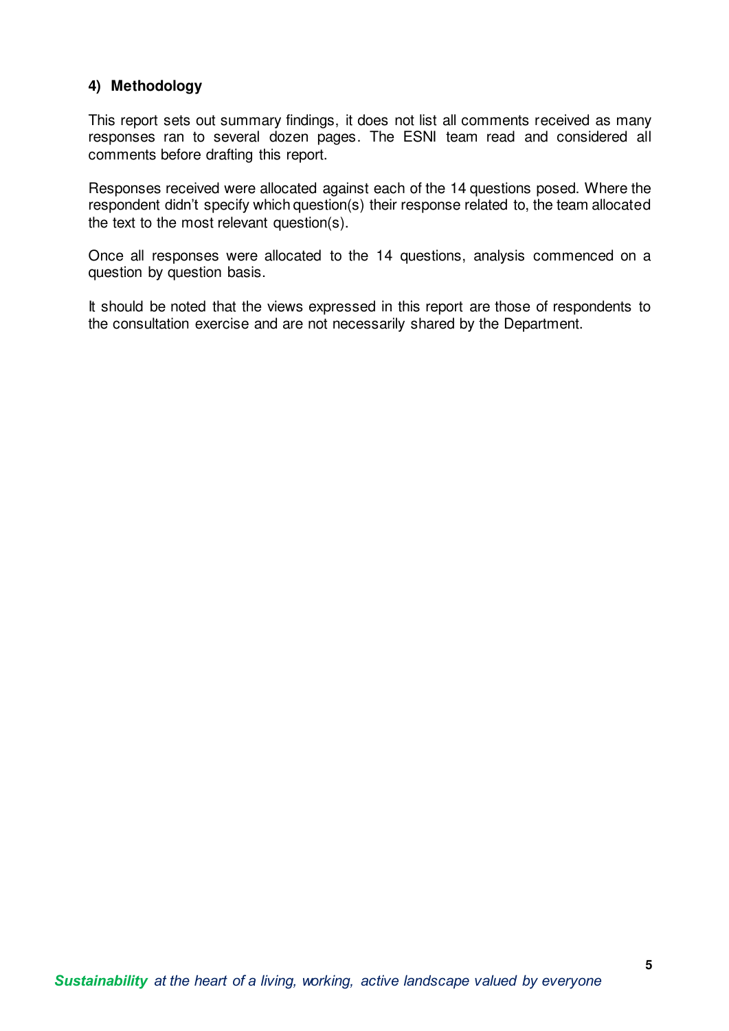## 4) Methodology

This report sets out summary findings, it does not list all comments received as many responses ran to several dozen pages. The ESNI team read and considered all comments before drafting this report.

Responses received were allocated against each of the 14 questions posed. Where the respondent didn't specify which question(s) their response related to, the team allocated the text to the most relevant question(s).

Once all responses were allocated to the 14 questions, analysis commenced on a question by question basis.

It should be noted that the views expressed in this report are those of respondents to the consultation exercise and are not necessarily shared by the Department.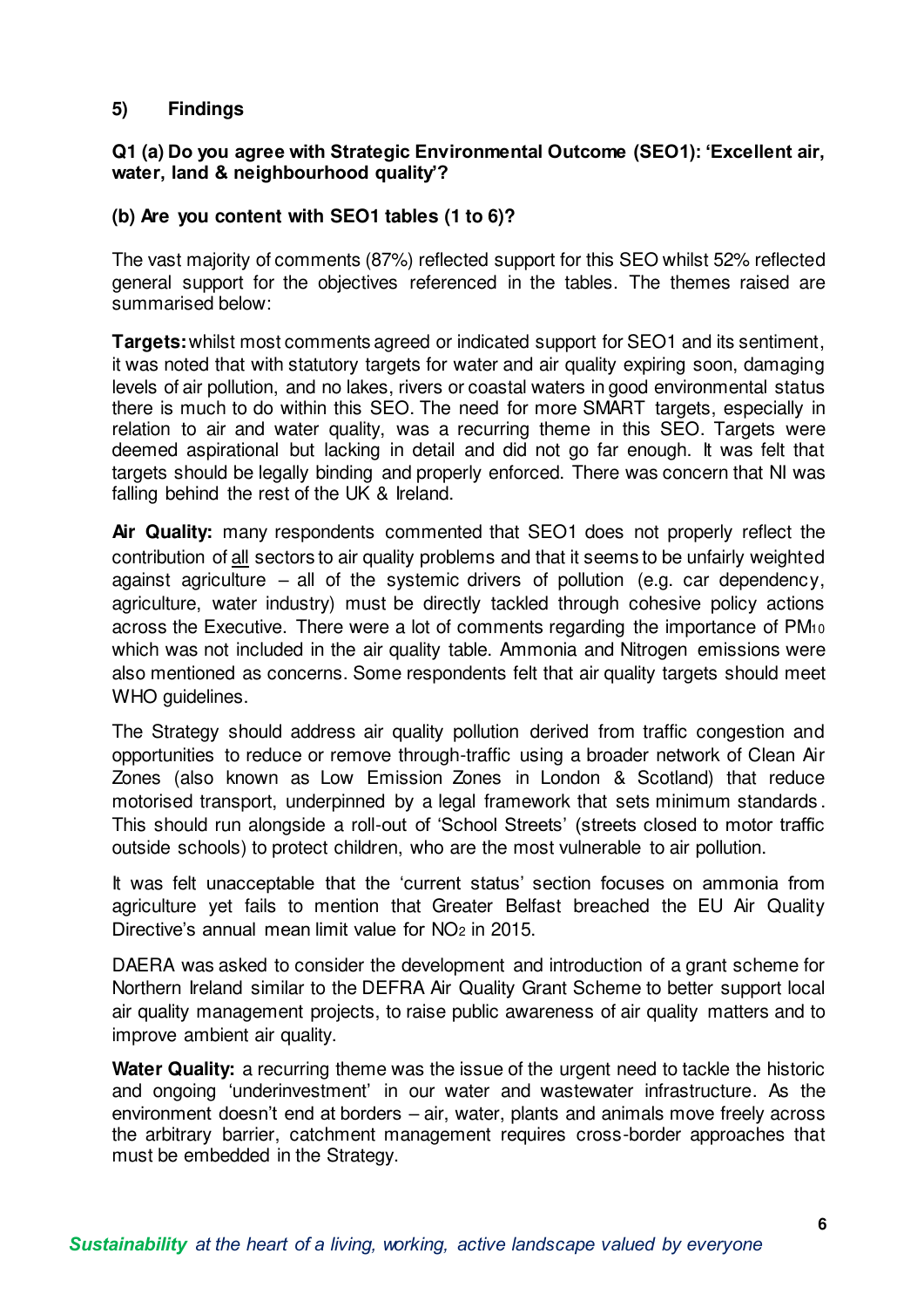## 5) Findings

**Q1 (a) Do you agree with Strategic Environmental Outcome (SEO1): 'Excellent air, water, land & neighbourhood quality'?**

**(b) Are you content with SEO1 tables (1 to 6)?**

The vast majority of comments (87%) reflected support for this SEO whilst 52% reflected general support for the objectives referenced in the tables. The themes raised are summarised below:

**Targets:** whilst most comments agreed or indicated support for SEO1 and its sentiment, it was noted that with statutory targets for water and air quality expiring soon, damaging levels of air pollution, and no lakes, rivers or coastal waters in good environmental status there is much to do within this SEO. The need for more SMART targets, especially in relation to air and water quality, was a recurring theme in this SEO. Targets were deemed aspirational but lacking in detail and did not go far enough. It was felt that targets should be legally binding and properly enforced. There was concern that NI was falling behind the rest of the UK & Ireland.

**Air Quality:** many respondents commented that SEO1 does not properly reflect the contribution of <u>all</u> sectors to air quality problems and that it seems to be unfairly weighted against agriculture – all of the systemic drivers of pollution (e.g. car dependency, agriculture, water industry) must be directly tackled through cohesive policy actions across the Executive. There were a lot of comments regarding the importance of $PM_{10}$ which was not included in the air quality table. Ammonia and Nitrogen emissions were also mentioned as concerns. Some respondents felt that air quality targets should meet WHO guidelines.

The Strategy should address air quality pollution derived from traffic congestion and opportunities to reduce or remove through-traffic using a broader network of Clean Air Zones (also known as Low Emission Zones in London & Scotland) that reduce motorised transport, underpinned by a legal framework that sets minimum standards. This should run alongside a roll-out of 'School Streets' (streets closed to motor traffic outside schools) to protect children, who are the most vulnerable to air pollution.

It was felt unacceptable that the 'current status' section focuses on ammonia from agriculture yet fails to mention that Greater Belfast breached the EU Air Quality Directive's annual mean limit value for $NO_2$ in 2015.

DAERA was asked to consider the development and introduction of a grant scheme for Northern Ireland similar to the DEFRA Air Quality Grant Scheme to better support local air quality management projects, to raise public awareness of air quality matters and to improve ambient air quality.

**Water Quality:** a recurring theme was the issue of the urgent need to tackle the historic and ongoing 'underinvestment' in our water and wastewater infrastructure. As the environment doesn't end at borders – air, water, plants and animals move freely across the arbitrary barrier, catchment management requires cross-border approaches that must be embedded in the Strategy.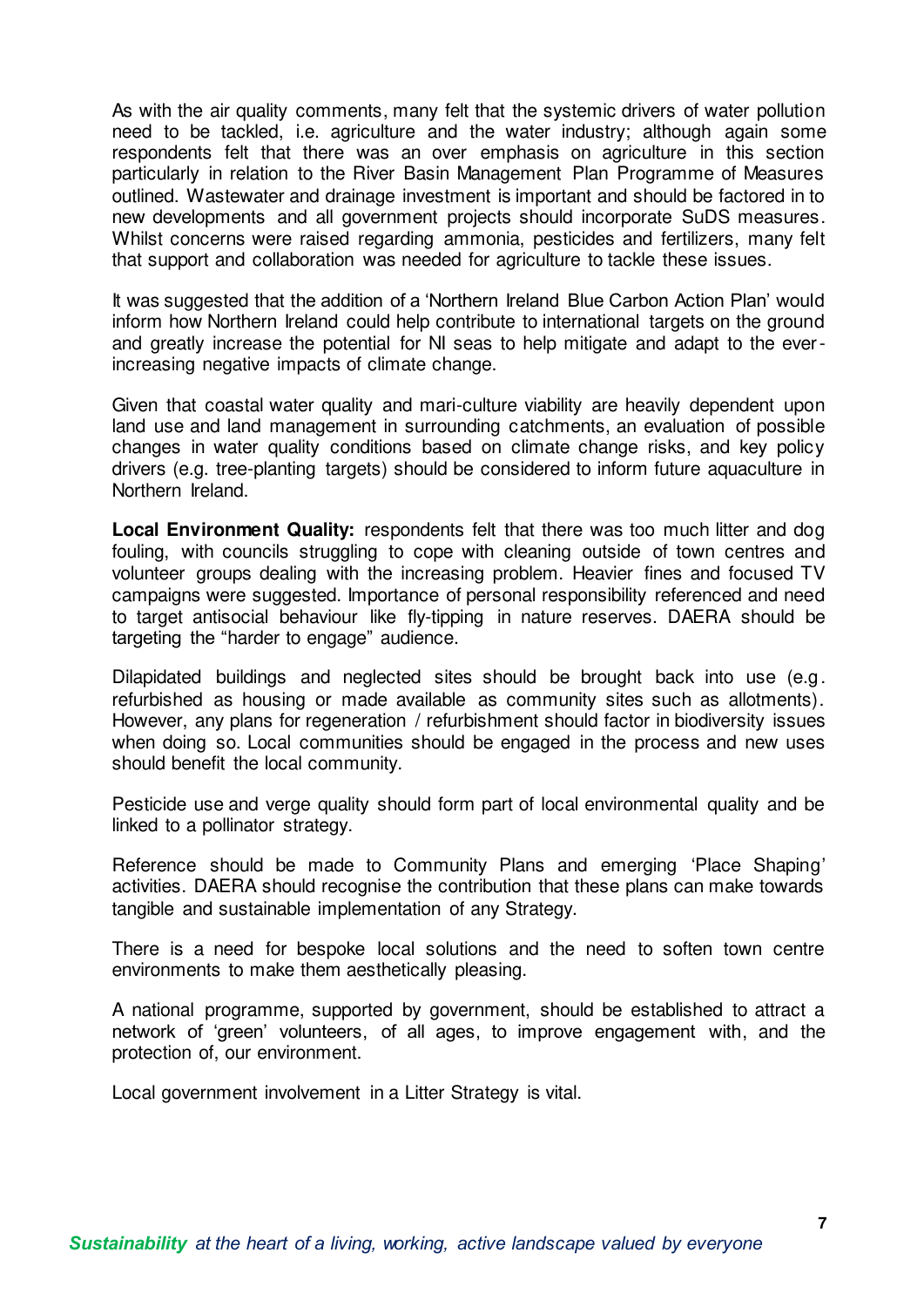As with the air quality comments, many felt that the systemic drivers of water pollution need to be tackled, i.e. agriculture and the water industry; although again some respondents felt that there was an over emphasis on agriculture in this section particularly in relation to the River Basin Management Plan Programme of Measures outlined. Wastewater and drainage investment is important and should be factored in to new developments and all government projects should incorporate SuDS measures. Whilst concerns were raised regarding ammonia, pesticides and fertilizers, many felt that support and collaboration was needed for agriculture to tackle these issues.

It was suggested that the addition of a 'Northern Ireland Blue Carbon Action Plan' would inform how Northern Ireland could help contribute to international targets on the ground and greatly increase the potential for NI seas to help mitigate and adapt to the ever-increasing negative impacts of climate change.

Given that coastal water quality and mari-culture viability are heavily dependent upon land use and land management in surrounding catchments, an evaluation of possible changes in water quality conditions based on climate change risks, and key policy drivers (e.g. tree-planting targets) should be considered to inform future aquaculture in Northern Ireland.

**Local Environment Quality:** respondents felt that there was too much litter and dog fouling, with councils struggling to cope with cleaning outside of town centres and volunteer groups dealing with the increasing problem. Heavier fines and focused TV campaigns were suggested. Importance of personal responsibility referenced and need to target antisocial behaviour like fly-tipping in nature reserves. DAERA should be targeting the "harder to engage" audience.

Dilapidated buildings and neglected sites should be brought back into use (e.g. refurbished as housing or made available as community sites such as allotments). However, any plans for regeneration / refurbishment should factor in biodiversity issues when doing so. Local communities should be engaged in the process and new uses should benefit the local community.

Pesticide use and verge quality should form part of local environmental quality and be linked to a pollinator strategy.

Reference should be made to Community Plans and emerging 'Place Shaping' activities. DAERA should recognise the contribution that these plans can make towards tangible and sustainable implementation of any Strategy.

There is a need for bespoke local solutions and the need to soften town centre environments to make them aesthetically pleasing.

A national programme, supported by government, should be established to attract a network of 'green' volunteers, of all ages, to improve engagement with, and the protection of, our environment.

Local government involvement in a Litter Strategy is vital.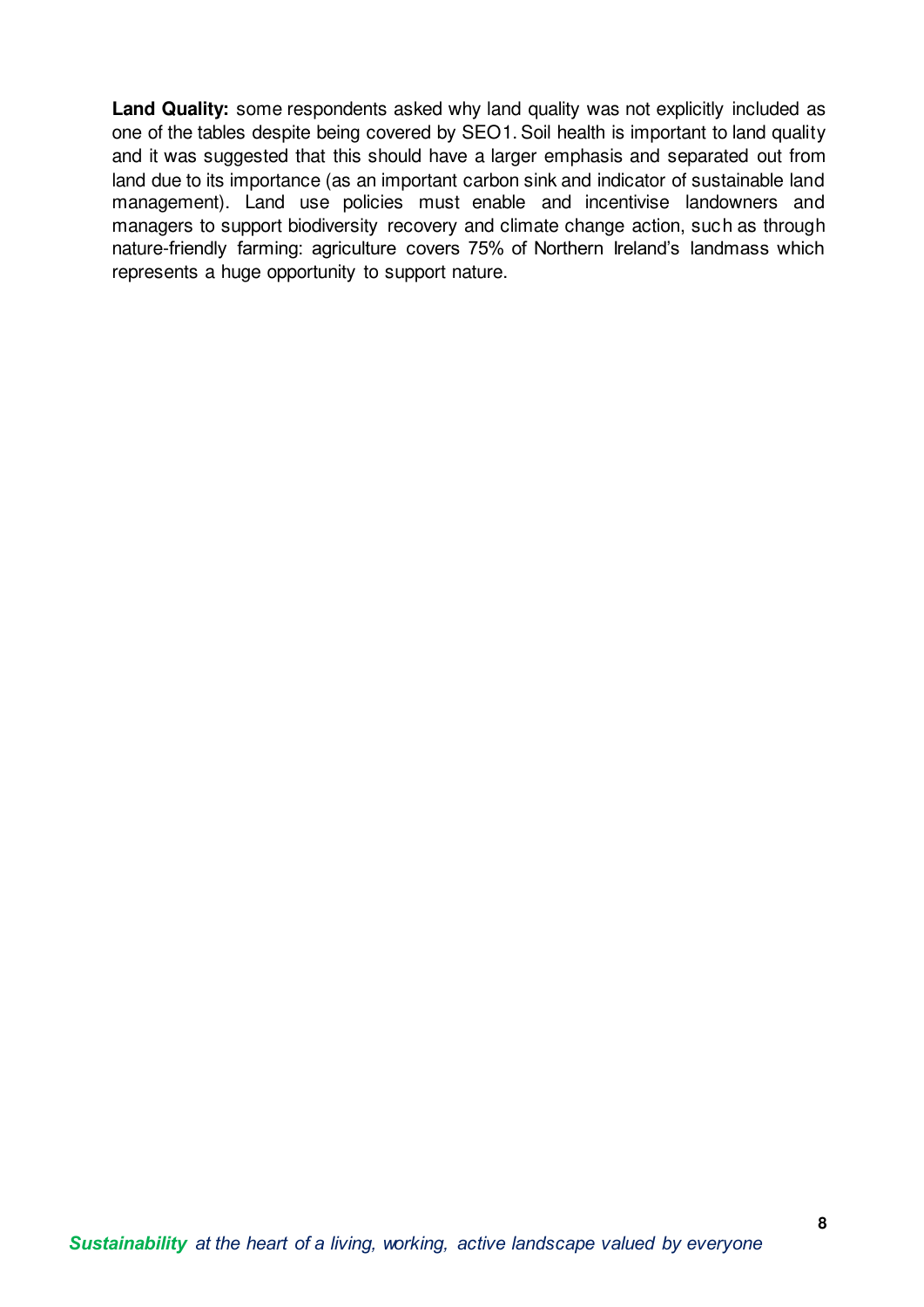**Land Quality:** some respondents asked why land quality was not explicitly included as one of the tables despite being covered by SEO1. Soil health is important to land quality and it was suggested that this should have a larger emphasis and separated out from land due to its importance (as an important carbon sink and indicator of sustainable land management). Land use policies must enable and incentivise landowners and managers to support biodiversity recovery and climate change action, such as through nature-friendly farming: agriculture covers 75% of Northern Ireland's landmass which represents a huge opportunity to support nature.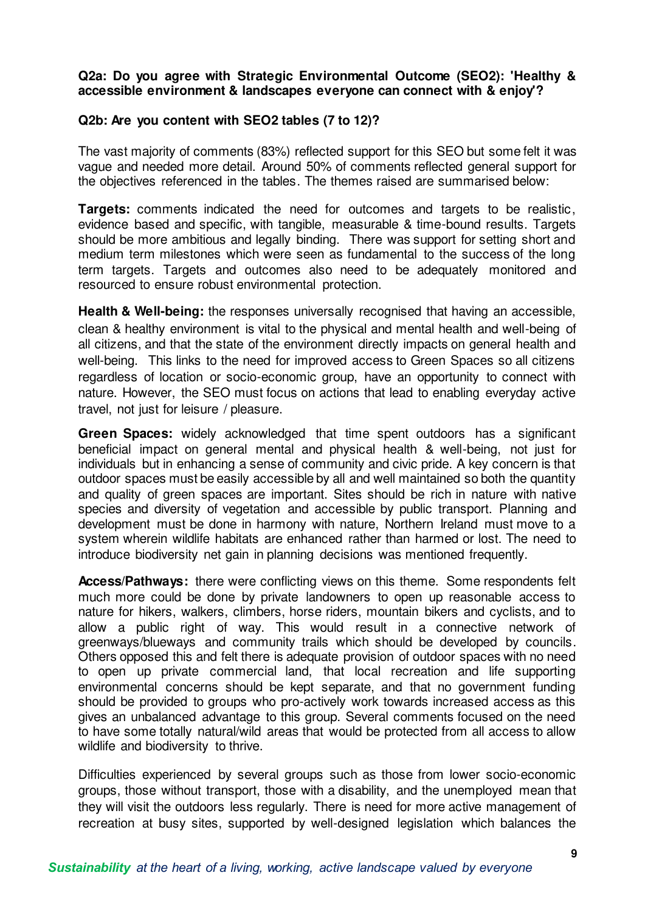**Q2a: Do you agree with Strategic Environmental Outcome (SEO2): 'Healthy & accessible environment & landscapes everyone can connect with & enjoy'?**

**Q2b: Are you content with SEO2 tables (7 to 12)?**

The vast majority of comments (83%) reflected support for this SEO but some felt it was vague and needed more detail. Around 50% of comments reflected general support for the objectives referenced in the tables. The themes raised are summarised below:

**Targets:** comments indicated the need for outcomes and targets to be realistic, evidence based and specific, with tangible, measurable & time-bound results. Targets should be more ambitious and legally binding. There was support for setting short and medium term milestones which were seen as fundamental to the success of the long term targets. Targets and outcomes also need to be adequately monitored and resourced to ensure robust environmental protection.

**Health & Well-being:** the responses universally recognised that having an accessible, clean & healthy environment is vital to the physical and mental health and well-being of all citizens, and that the state of the environment directly impacts on general health and well-being. This links to the need for improved access to Green Spaces so all citizens regardless of location or socio-economic group, have an opportunity to connect with nature. However, the SEO must focus on actions that lead to enabling everyday active travel, not just for leisure / pleasure.

**Green Spaces:** widely acknowledged that time spent outdoors has a significant beneficial impact on general mental and physical health & well-being, not just for individuals but in enhancing a sense of community and civic pride. A key concern is that outdoor spaces must be easily accessible by all and well maintained so both the quantity and quality of green spaces are important. Sites should be rich in nature with native species and diversity of vegetation and accessible by public transport. Planning and development must be done in harmony with nature, Northern Ireland must move to a system wherein wildlife habitats are enhanced rather than harmed or lost. The need to introduce biodiversity net gain in planning decisions was mentioned frequently.

**Access/Pathways:** there were conflicting views on this theme. Some respondents felt much more could be done by private landowners to open up reasonable access to nature for hikers, walkers, climbers, horse riders, mountain bikers and cyclists, and to allow a public right of way. This would result in a connective network of greenways/blueways and community trails which should be developed by councils. Others opposed this and felt there is adequate provision of outdoor spaces with no need to open up private commercial land, that local recreation and life supporting environmental concerns should be kept separate, and that no government funding should be provided to groups who pro-actively work towards increased access as this gives an unbalanced advantage to this group. Several comments focused on the need to have some totally natural/wild areas that would be protected from all access to allow wildlife and biodiversity to thrive.

Difficulties experienced by several groups such as those from lower socio-economic groups, those without transport, those with a disability, and the unemployed mean that they will visit the outdoors less regularly. There is need for more active management of recreation at busy sites, supported by well-designed legislation which balances the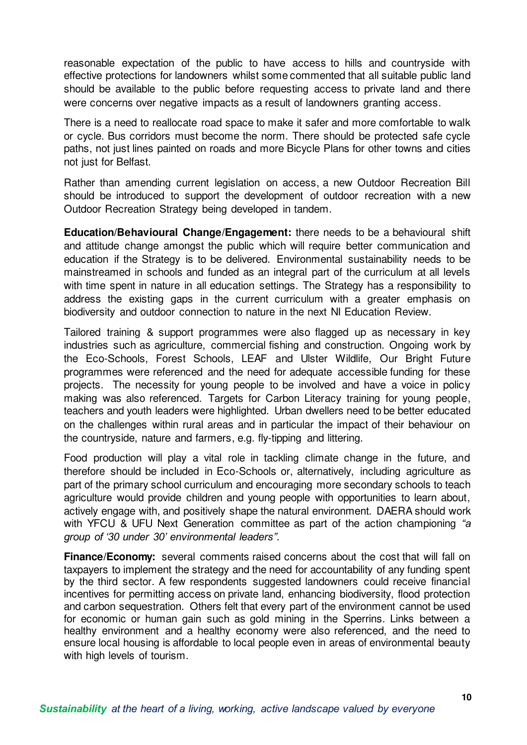reasonable expectation of the public to have access to hills and countryside with effective protections for landowners whilst some commented that all suitable public land should be available to the public before requesting access to private land and there were concerns over negative impacts as a result of landowners granting access.

There is a need to reallocate road space to make it safer and more comfortable to walk or cycle. Bus corridors must become the norm. There should be protected safe cycle paths, not just lines painted on roads and more Bicycle Plans for other towns and cities not just for Belfast.

Rather than amending current legislation on access, a new Outdoor Recreation Bill should be introduced to support the development of outdoor recreation with a new Outdoor Recreation Strategy being developed in tandem.

**Education/Behavioural Change/Engagement:** there needs to be a behavioural shift and attitude change amongst the public which will require better communication and education if the Strategy is to be delivered. Environmental sustainability needs to be mainstreamed in schools and funded as an integral part of the curriculum at all levels with time spent in nature in all education settings. The Strategy has a responsibility to address the existing gaps in the current curriculum with a greater emphasis on biodiversity and outdoor connection to nature in the next NI Education Review.

Tailored training & support programmes were also flagged up as necessary in key industries such as agriculture, commercial fishing and construction. Ongoing work by the Eco-Schools, Forest Schools, LEAF and Ulster Wildlife, Our Bright Future programmes were referenced and the need for adequate accessible funding for these projects. The necessity for young people to be involved and have a voice in policy making was also referenced. Targets for Carbon Literacy training for young people, teachers and youth leaders were highlighted. Urban dwellers need to be better educated on the challenges within rural areas and in particular the impact of their behaviour on the countryside, nature and farmers, e.g. fly-tipping and littering.

Food production will play a vital role in tackling climate change in the future, and therefore should be included in Eco-Schools or, alternatively, including agriculture as part of the primary school curriculum and encouraging more secondary schools to teach agriculture would provide children and young people with opportunities to learn about, actively engage with, and positively shape the natural environment. DAERA should work with YFCU & UFU Next Generation committee as part of the action championing *"a group of '30 under 30' environmental leaders"*.

**Finance/Economy:** several comments raised concerns about the cost that will fall on taxpayers to implement the strategy and the need for accountability of any funding spent by the third sector. A few respondents suggested landowners could receive financial incentives for permitting access on private land, enhancing biodiversity, flood protection and carbon sequestration. Others felt that every part of the environment cannot be used for economic or human gain such as gold mining in the Sperrins. Links between a healthy environment and a healthy economy were also referenced, and the need to ensure local housing is affordable to local people even in areas of environmental beauty with high levels of tourism.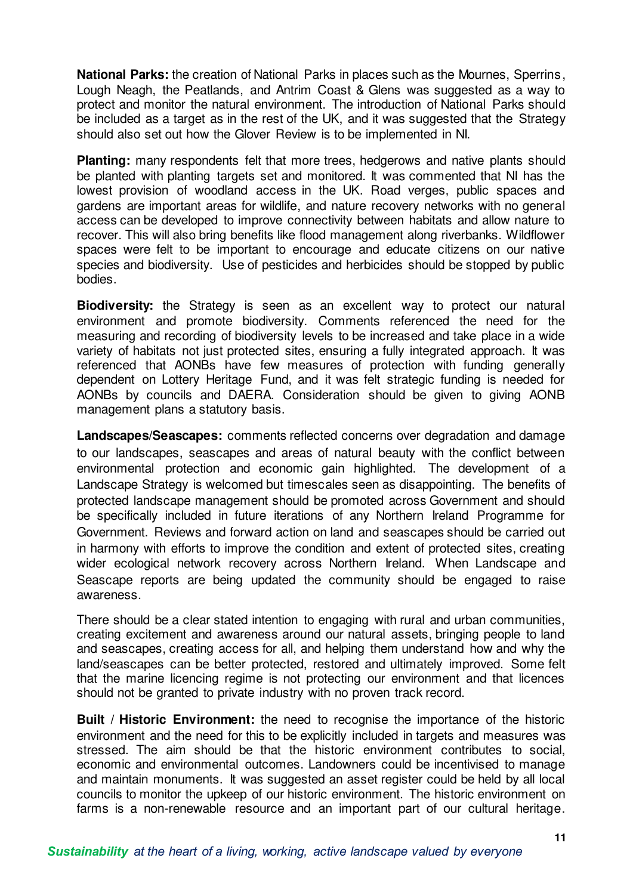**National Parks:** the creation of National Parks in places such as the Mournes, Sperrins, Lough Neagh, the Peatlands, and Antrim Coast & Glens was suggested as a way to protect and monitor the natural environment. The introduction of National Parks should be included as a target as in the rest of the UK, and it was suggested that the Strategy should also set out how the Glover Review is to be implemented in NI.

**Planting:** many respondents felt that more trees, hedgerows and native plants should be planted with planting targets set and monitored. It was commented that NI has the lowest provision of woodland access in the UK. Road verges, public spaces and gardens are important areas for wildlife, and nature recovery networks with no general access can be developed to improve connectivity between habitats and allow nature to recover. This will also bring benefits like flood management along riverbanks. Wildflower spaces were felt to be important to encourage and educate citizens on our native species and biodiversity. Use of pesticides and herbicides should be stopped by public bodies.

**Biodiversity:** the Strategy is seen as an excellent way to protect our natural environment and promote biodiversity. Comments referenced the need for the measuring and recording of biodiversity levels to be increased and take place in a wide variety of habitats not just protected sites, ensuring a fully integrated approach. It was referenced that AONBs have few measures of protection with funding generally dependent on Lottery Heritage Fund, and it was felt strategic funding is needed for AONBs by councils and DAERA. Consideration should be given to giving AONB management plans a statutory basis.

**Landscapes/Seascapes:** comments reflected concerns over degradation and damage to our landscapes, seascapes and areas of natural beauty with the conflict between environmental protection and economic gain highlighted. The development of a Landscape Strategy is welcomed but timescales seen as disappointing. The benefits of protected landscape management should be promoted across Government and should be specifically included in future iterations of any Northern Ireland Programme for Government. Reviews and forward action on land and seascapes should be carried out in harmony with efforts to improve the condition and extent of protected sites, creating wider ecological network recovery across Northern Ireland. When Landscape and Seascape reports are being updated the community should be engaged to raise awareness.

There should be a clear stated intention to engaging with rural and urban communities, creating excitement and awareness around our natural assets, bringing people to land and seascapes, creating access for all, and helping them understand how and why the land/seascapes can be better protected, restored and ultimately improved. Some felt that the marine licencing regime is not protecting our environment and that licences should not be granted to private industry with no proven track record.

**Built / Historic Environment:** the need to recognise the importance of the historic environment and the need for this to be explicitly included in targets and measures was stressed. The aim should be that the historic environment contributes to social, economic and environmental outcomes. Landowners could be incentivised to manage and maintain monuments. It was suggested an asset register could be held by all local councils to monitor the upkeep of our historic environment. The historic environment on farms is a non-renewable resource and an important part of our cultural heritage.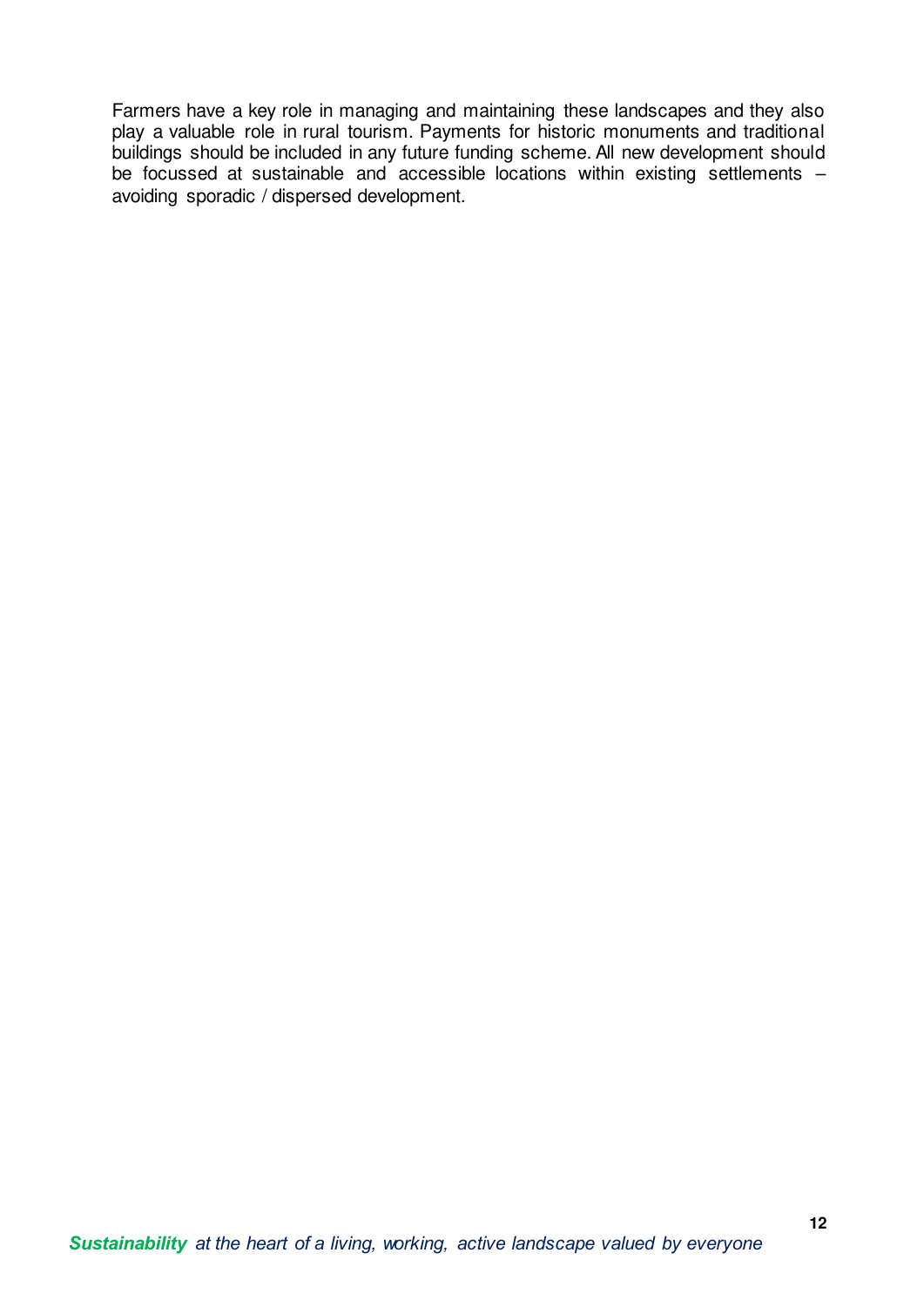Farmers have a key role in managing and maintaining these landscapes and they also play a valuable role in rural tourism. Payments for historic monuments and traditional buildings should be included in any future funding scheme. All new development should be focussed at sustainable and accessible locations within existing settlements – avoiding sporadic / dispersed development.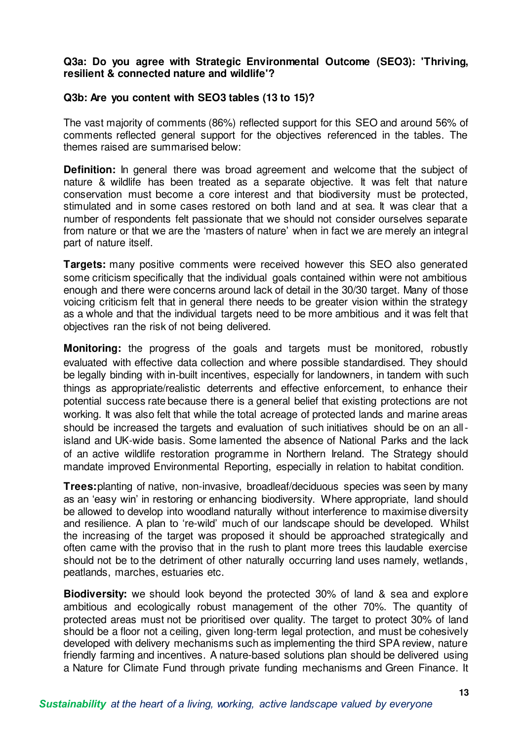**Q3a: Do you agree with Strategic Environmental Outcome (SEO3): 'Thriving, resilient & connected nature and wildlife'?**

**Q3b: Are you content with SEO3 tables (13 to 15)?**

The vast majority of comments (86%) reflected support for this SEO and around 56% of comments reflected general support for the objectives referenced in the tables. The themes raised are summarised below:

**Definition:** In general there was broad agreement and welcome that the subject of nature & wildlife has been treated as a separate objective. It was felt that nature conservation must become a core interest and that biodiversity must be protected, stimulated and in some cases restored on both land and at sea. It was clear that a number of respondents felt passionate that we should not consider ourselves separate from nature or that we are the 'masters of nature' when in fact we are merely an integral part of nature itself.

**Targets:** many positive comments were received however this SEO also generated some criticism specifically that the individual goals contained within were not ambitious enough and there were concerns around lack of detail in the 30/30 target. Many of those voicing criticism felt that in general there needs to be greater vision within the strategy as a whole and that the individual targets need to be more ambitious and it was felt that objectives ran the risk of not being delivered.

**Monitoring:** the progress of the goals and targets must be monitored, robustly evaluated with effective data collection and where possible standardised. They should be legally binding with in-built incentives, especially for landowners, in tandem with such things as appropriate/realistic deterrents and effective enforcement, to enhance their potential success rate because there is a general belief that existing protections are not working. It was also felt that while the total acreage of protected lands and marine areas should be increased the targets and evaluation of such initiatives should be on an all-island and UK-wide basis. Some lamented the absence of National Parks and the lack of an active wildlife restoration programme in Northern Ireland. The Strategy should mandate improved Environmental Reporting, especially in relation to habitat condition.

**Trees:** planting of native, non-invasive, broadleaf/deciduous species was seen by many as an 'easy win' in restoring or enhancing biodiversity. Where appropriate, land should be allowed to develop into woodland naturally without interference to maximise diversity and resilience. A plan to 're-wild' much of our landscape should be developed. Whilst the increasing of the target was proposed it should be approached strategically and often came with the proviso that in the rush to plant more trees this laudable exercise should not be to the detriment of other naturally occurring land uses namely, wetlands, peatlands, marches, estuaries etc.

**Biodiversity:** we should look beyond the protected 30% of land & sea and explore ambitious and ecologically robust management of the other 70%. The quantity of protected areas must not be prioritised over quality. The target to protect 30% of land should be a floor not a ceiling, given long-term legal protection, and must be cohesively developed with delivery mechanisms such as implementing the third SPA review, nature friendly farming and incentives. A nature-based solutions plan should be delivered using a Nature for Climate Fund through private funding mechanisms and Green Finance. It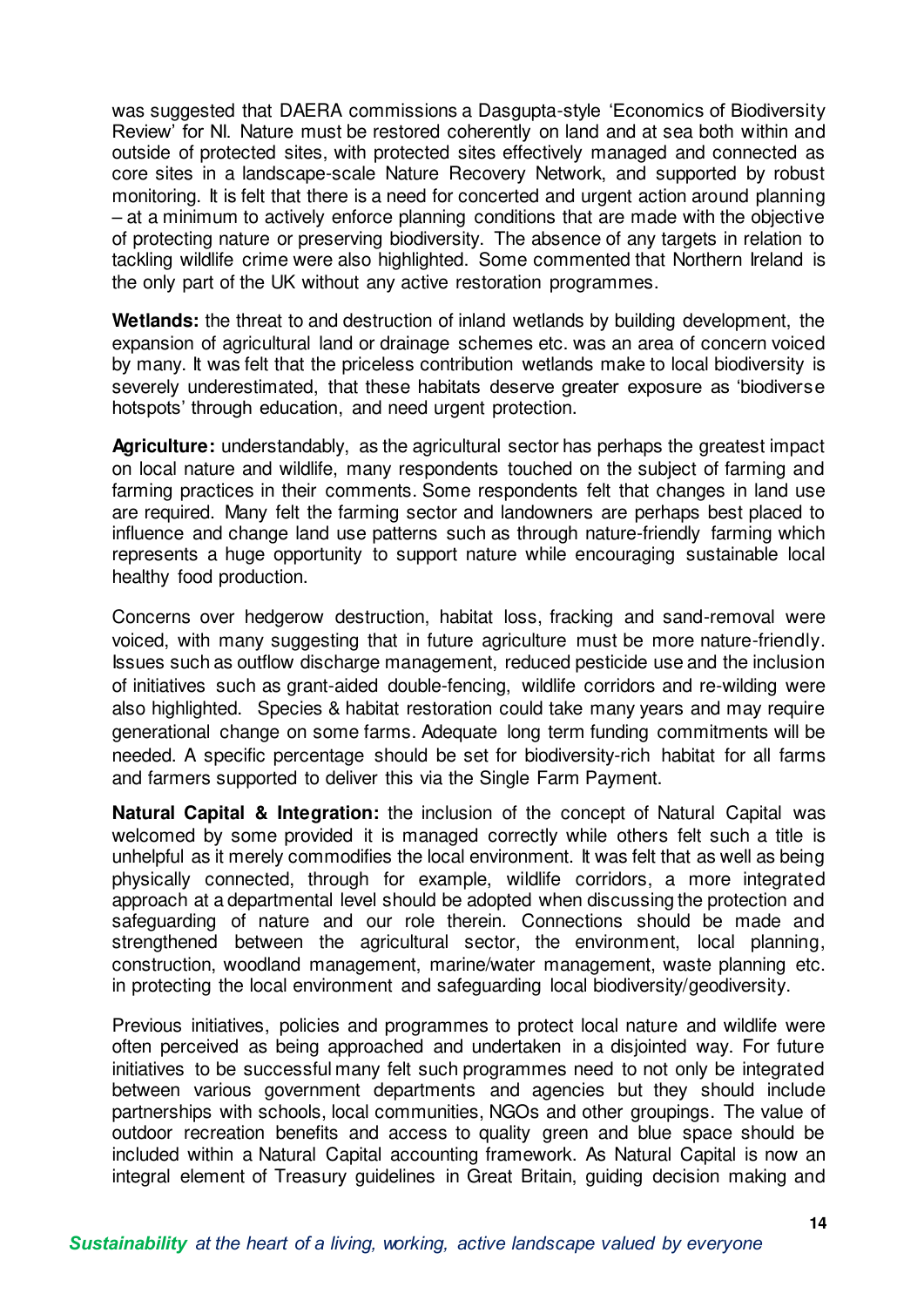was suggested that DAERA commissions a Dasgupta-style 'Economics of Biodiversity Review' for NI. Nature must be restored coherently on land and at sea both within and outside of protected sites, with protected sites effectively managed and connected as core sites in a landscape-scale Nature Recovery Network, and supported by robust monitoring. It is felt that there is a need for concerted and urgent action around planning – at a minimum to actively enforce planning conditions that are made with the objective of protecting nature or preserving biodiversity. The absence of any targets in relation to tackling wildlife crime were also highlighted. Some commented that Northern Ireland is the only part of the UK without any active restoration programmes.

**Wetlands:** the threat to and destruction of inland wetlands by building development, the expansion of agricultural land or drainage schemes etc. was an area of concern voiced by many. It was felt that the priceless contribution wetlands make to local biodiversity is severely underestimated, that these habitats deserve greater exposure as 'biodiverse hotspots' through education, and need urgent protection.

**Agriculture:** understandably, as the agricultural sector has perhaps the greatest impact on local nature and wildlife, many respondents touched on the subject of farming and farming practices in their comments. Some respondents felt that changes in land use are required. Many felt the farming sector and landowners are perhaps best placed to influence and change land use patterns such as through nature-friendly farming which represents a huge opportunity to support nature while encouraging sustainable local healthy food production.

Concerns over hedgerow destruction, habitat loss, fracking and sand-removal were voiced, with many suggesting that in future agriculture must be more nature-friendly. Issues such as outflow discharge management, reduced pesticide use and the inclusion of initiatives such as grant-aided double-fencing, wildlife corridors and re-wilding were also highlighted. Species & habitat restoration could take many years and may require generational change on some farms. Adequate long term funding commitments will be needed. A specific percentage should be set for biodiversity-rich habitat for all farms and farmers supported to deliver this via the Single Farm Payment.

**Natural Capital & Integration:** the inclusion of the concept of Natural Capital was welcomed by some provided it is managed correctly while others felt such a title is unhelpful as it merely commodifies the local environment. It was felt that as well as being physically connected, through for example, wildlife corridors, a more integrated approach at a departmental level should be adopted when discussing the protection and safeguarding of nature and our role therein. Connections should be made and strengthened between the agricultural sector, the environment, local planning, construction, woodland management, marine/water management, waste planning etc. in protecting the local environment and safeguarding local biodiversity/geodiversity.

Previous initiatives, policies and programmes to protect local nature and wildlife were often perceived as being approached and undertaken in a disjointed way. For future initiatives to be successful many felt such programmes need to not only be integrated between various government departments and agencies but they should include partnerships with schools, local communities, NGOs and other groupings. The value of outdoor recreation benefits and access to quality green and blue space should be included within a Natural Capital accounting framework. As Natural Capital is now an integral element of Treasury guidelines in Great Britain, guiding decision making and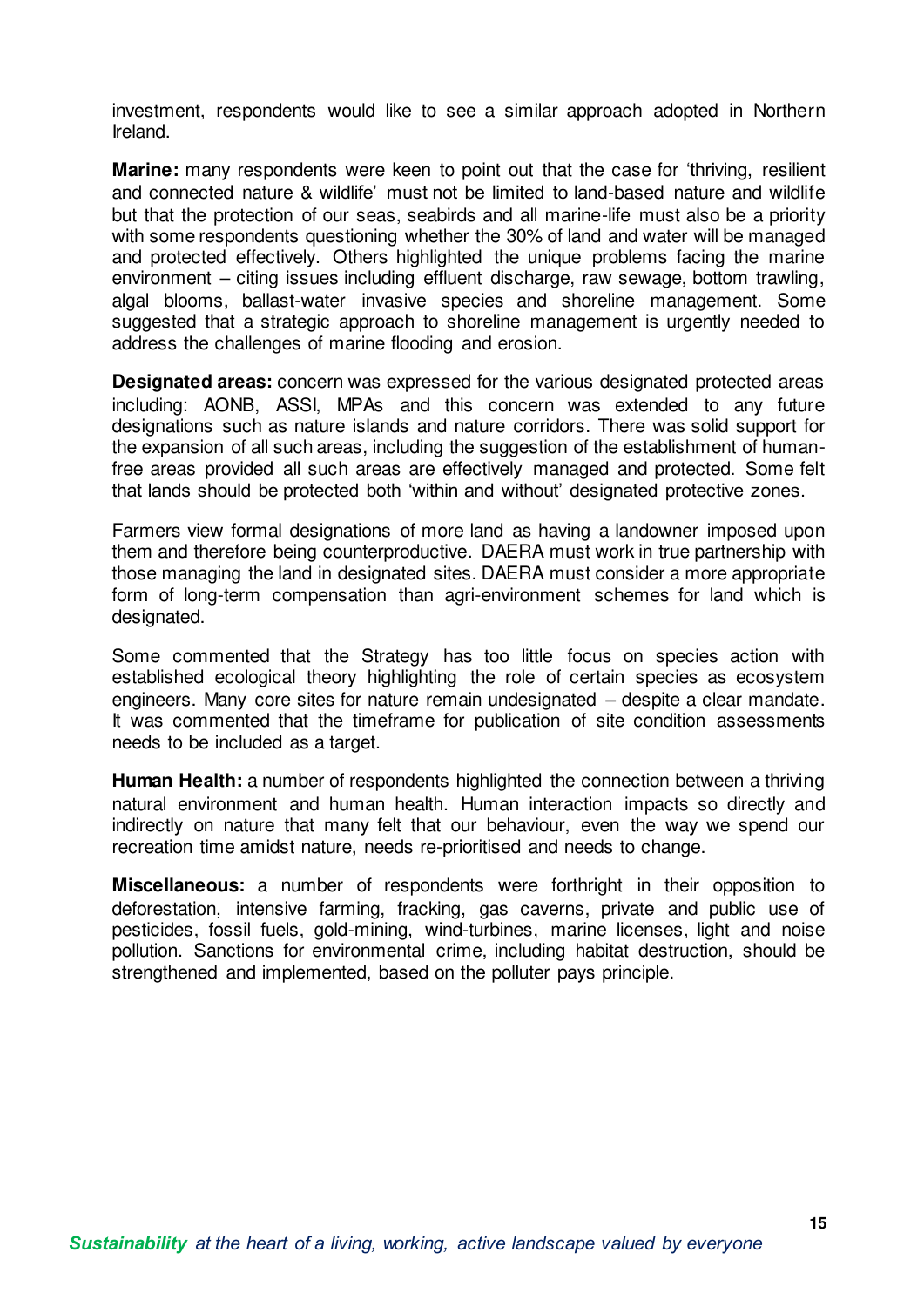investment, respondents would like to see a similar approach adopted in Northern Ireland.

**Marine:** many respondents were keen to point out that the case for 'thriving, resilient and connected nature & wildlife' must not be limited to land-based nature and wildlife but that the protection of our seas, seabirds and all marine-life must also be a priority with some respondents questioning whether the 30% of land and water will be managed and protected effectively. Others highlighted the unique problems facing the marine environment – citing issues including effluent discharge, raw sewage, bottom trawling, algal blooms, ballast-water invasive species and shoreline management. Some suggested that a strategic approach to shoreline management is urgently needed to address the challenges of marine flooding and erosion.

**Designated areas:** concern was expressed for the various designated protected areas including: AONB, ASSI, MPAs and this concern was extended to any future designations such as nature islands and nature corridors. There was solid support for the expansion of all such areas, including the suggestion of the establishment of human-free areas provided all such areas are effectively managed and protected. Some felt that lands should be protected both 'within and without' designated protective zones.

Farmers view formal designations of more land as having a landowner imposed upon them and therefore being counterproductive. DAERA must work in true partnership with those managing the land in designated sites. DAERA must consider a more appropriate form of long-term compensation than agri-environment schemes for land which is designated.

Some commented that the Strategy has too little focus on species action with established ecological theory highlighting the role of certain species as ecosystem engineers. Many core sites for nature remain undesignated – despite a clear mandate. It was commented that the timeframe for publication of site condition assessments needs to be included as a target.

**Human Health:** a number of respondents highlighted the connection between a thriving natural environment and human health. Human interaction impacts so directly and indirectly on nature that many felt that our behaviour, even the way we spend our recreation time amidst nature, needs re-prioritised and needs to change.

**Miscellaneous:** a number of respondents were forthright in their opposition to deforestation, intensive farming, fracking, gas caverns, private and public use of pesticides, fossil fuels, gold-mining, wind-turbines, marine licenses, light and noise pollution. Sanctions for environmental crime, including habitat destruction, should be strengthened and implemented, based on the polluter pays principle.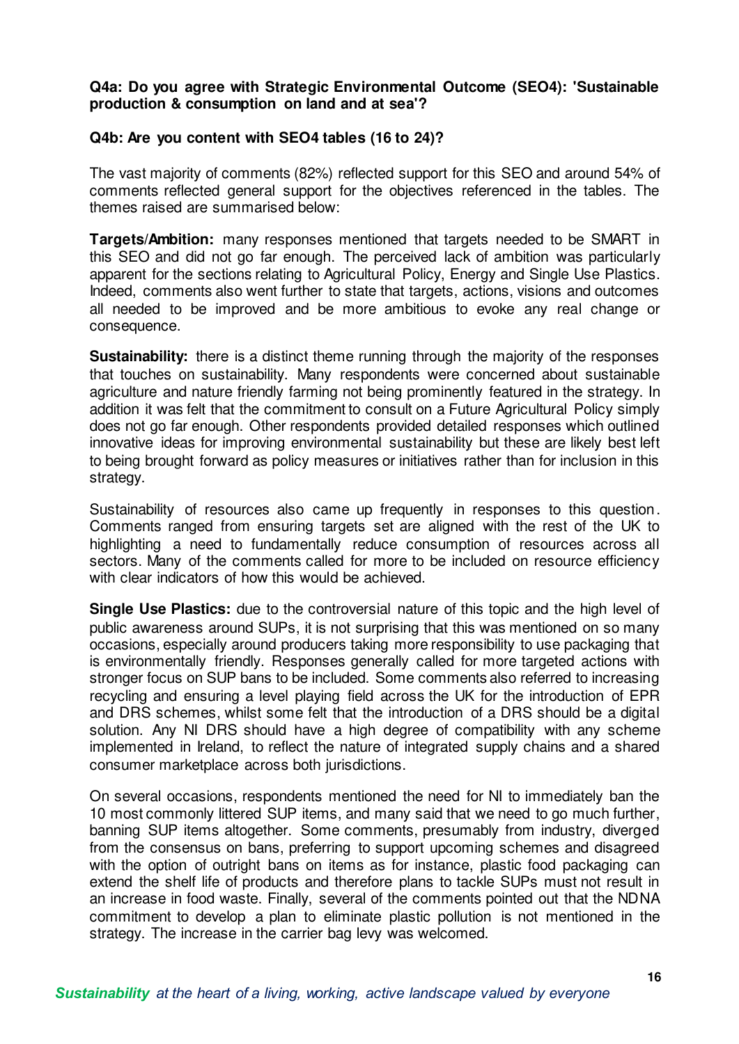**Q4a: Do you agree with Strategic Environmental Outcome (SEO4): 'Sustainable production & consumption on land and at sea'?**

**Q4b: Are you content with SEO4 tables (16 to 24)?**

The vast majority of comments (82%) reflected support for this SEO and around 54% of comments reflected general support for the objectives referenced in the tables. The themes raised are summarised below:

**Targets/Ambition:** many responses mentioned that targets needed to be SMART in this SEO and did not go far enough. The perceived lack of ambition was particularly apparent for the sections relating to Agricultural Policy, Energy and Single Use Plastics. Indeed, comments also went further to state that targets, actions, visions and outcomes all needed to be improved and be more ambitious to evoke any real change or consequence.

**Sustainability:** there is a distinct theme running through the majority of the responses that touches on sustainability. Many respondents were concerned about sustainable agriculture and nature friendly farming not being prominently featured in the strategy. In addition it was felt that the commitment to consult on a Future Agricultural Policy simply does not go far enough. Other respondents provided detailed responses which outlined innovative ideas for improving environmental sustainability but these are likely best left to being brought forward as policy measures or initiatives rather than for inclusion in this strategy.

Sustainability of resources also came up frequently in responses to this question. Comments ranged from ensuring targets set are aligned with the rest of the UK to highlighting a need to fundamentally reduce consumption of resources across all sectors. Many of the comments called for more to be included on resource efficiency with clear indicators of how this would be achieved.

**Single Use Plastics:** due to the controversial nature of this topic and the high level of public awareness around SUPs, it is not surprising that this was mentioned on so many occasions, especially around producers taking more responsibility to use packaging that is environmentally friendly. Responses generally called for more targeted actions with stronger focus on SUP bans to be included. Some comments also referred to increasing recycling and ensuring a level playing field across the UK for the introduction of EPR and DRS schemes, whilst some felt that the introduction of a DRS should be a digital solution. Any NI DRS should have a high degree of compatibility with any scheme implemented in Ireland, to reflect the nature of integrated supply chains and a shared consumer marketplace across both jurisdictions.

On several occasions, respondents mentioned the need for NI to immediately ban the 10 most commonly littered SUP items, and many said that we need to go much further, banning SUP items altogether. Some comments, presumably from industry, diverged from the consensus on bans, preferring to support upcoming schemes and disagreed with the option of outright bans on items as for instance, plastic food packaging can extend the shelf life of products and therefore plans to tackle SUPs must not result in an increase in food waste. Finally, several of the comments pointed out that the NDNA commitment to develop a plan to eliminate plastic pollution is not mentioned in the strategy. The increase in the carrier bag levy was welcomed.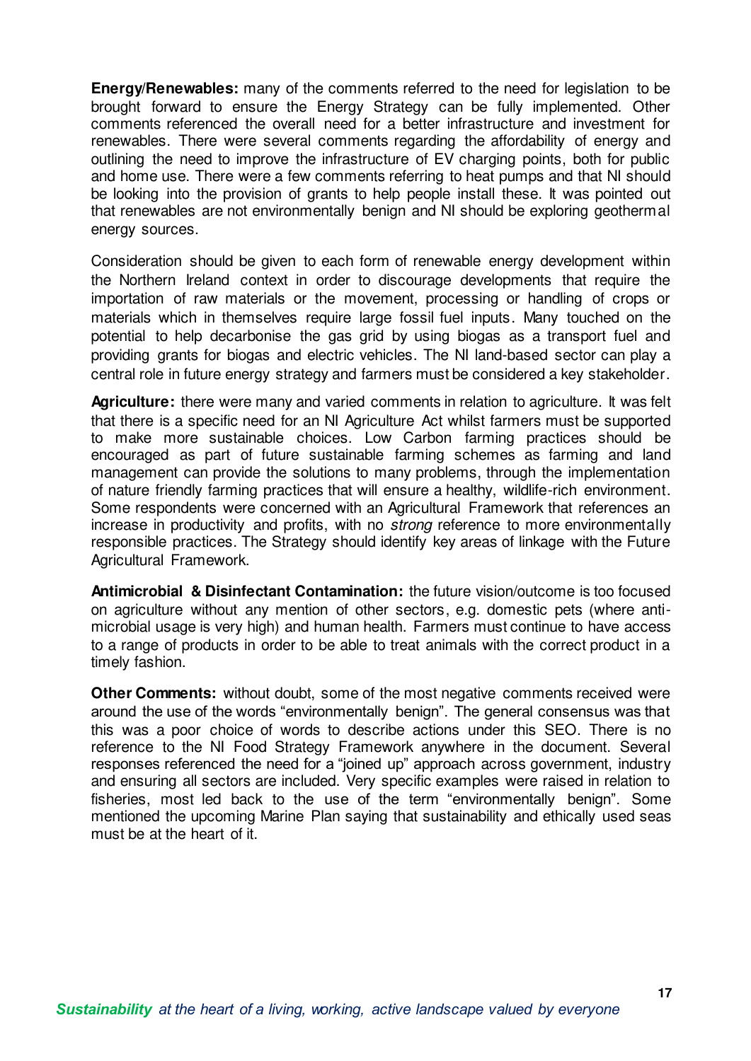**Energy/Renewables:** many of the comments referred to the need for legislation to be brought forward to ensure the Energy Strategy can be fully implemented. Other comments referenced the overall need for a better infrastructure and investment for renewables. There were several comments regarding the affordability of energy and outlining the need to improve the infrastructure of EV charging points, both for public and home use. There were a few comments referring to heat pumps and that NI should be looking into the provision of grants to help people install these. It was pointed out that renewables are not environmentally benign and NI should be exploring geothermal energy sources.

Consideration should be given to each form of renewable energy development within the Northern Ireland context in order to discourage developments that require the importation of raw materials or the movement, processing or handling of crops or materials which in themselves require large fossil fuel inputs. Many touched on the potential to help decarbonise the gas grid by using biogas as a transport fuel and providing grants for biogas and electric vehicles. The NI land-based sector can play a central role in future energy strategy and farmers must be considered a key stakeholder.

**Agriculture:** there were many and varied comments in relation to agriculture. It was felt that there is a specific need for an NI Agriculture Act whilst farmers must be supported to make more sustainable choices. Low Carbon farming practices should be encouraged as part of future sustainable farming schemes as farming and land management can provide the solutions to many problems, through the implementation of nature friendly farming practices that will ensure a healthy, wildlife-rich environment. Some respondents were concerned with an Agricultural Framework that references an increase in productivity and profits, with no *strong* reference to more environmentally responsible practices. The Strategy should identify key areas of linkage with the Future Agricultural Framework.

**Antimicrobial & Disinfectant Contamination:** the future vision/outcome is too focused on agriculture without any mention of other sectors, e.g. domestic pets (where anti-microbial usage is very high) and human health. Farmers must continue to have access to a range of products in order to be able to treat animals with the correct product in a timely fashion.

**Other Comments:** without doubt, some of the most negative comments received were around the use of the words "environmentally benign". The general consensus was that this was a poor choice of words to describe actions under this SEO. There is no reference to the NI Food Strategy Framework anywhere in the document. Several responses referenced the need for a "joined up" approach across government, industry and ensuring all sectors are included. Very specific examples were raised in relation to fisheries, most led back to the use of the term "environmentally benign". Some mentioned the upcoming Marine Plan saying that sustainability and ethically used seas must be at the heart of it.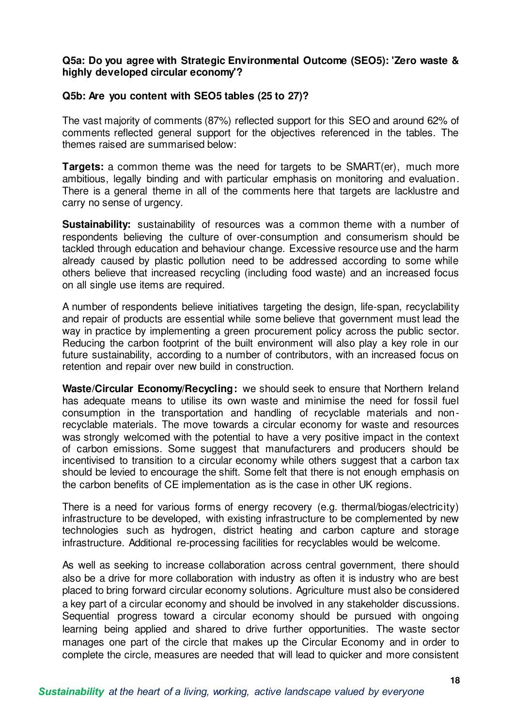**Q5a: Do you agree with Strategic Environmental Outcome (SEO5): 'Zero waste & highly developed circular economy'?**

**Q5b: Are you content with SEO5 tables (25 to 27)?**

The vast majority of comments (87%) reflected support for this SEO and around 62% of comments reflected general support for the objectives referenced in the tables. The themes raised are summarised below:

**Targets:** a common theme was the need for targets to be SMART(er), much more ambitious, legally binding and with particular emphasis on monitoring and evaluation. There is a general theme in all of the comments here that targets are lacklustre and carry no sense of urgency.

**Sustainability:** sustainability of resources was a common theme with a number of respondents believing the culture of over-consumption and consumerism should be tackled through education and behaviour change. Excessive resource use and the harm already caused by plastic pollution need to be addressed according to some while others believe that increased recycling (including food waste) and an increased focus on all single use items are required.

A number of respondents believe initiatives targeting the design, life-span, recyclability and repair of products are essential while some believe that government must lead the way in practice by implementing a green procurement policy across the public sector. Reducing the carbon footprint of the built environment will also play a key role in our future sustainability, according to a number of contributors, with an increased focus on retention and repair over new build in construction.

**Waste/Circular Economy/Recycling:** we should seek to ensure that Northern Ireland has adequate means to utilise its own waste and minimise the need for fossil fuel consumption in the transportation and handling of recyclable materials and non-recyclable materials. The move towards a circular economy for waste and resources was strongly welcomed with the potential to have a very positive impact in the context of carbon emissions. Some suggest that manufacturers and producers should be incentivised to transition to a circular economy while others suggest that a carbon tax should be levied to encourage the shift. Some felt that there is not enough emphasis on the carbon benefits of CE implementation as is the case in other UK regions.

There is a need for various forms of energy recovery (e.g. thermal/biogas/electricity) infrastructure to be developed, with existing infrastructure to be complemented by new technologies such as hydrogen, district heating and carbon capture and storage infrastructure. Additional re-processing facilities for recyclables would be welcome.

As well as seeking to increase collaboration across central government, there should also be a drive for more collaboration with industry as often it is industry who are best placed to bring forward circular economy solutions. Agriculture must also be considered a key part of a circular economy and should be involved in any stakeholder discussions. Sequential progress toward a circular economy should be pursued with ongoing learning being applied and shared to drive further opportunities. The waste sector manages one part of the circle that makes up the Circular Economy and in order to complete the circle, measures are needed that will lead to quicker and more consistent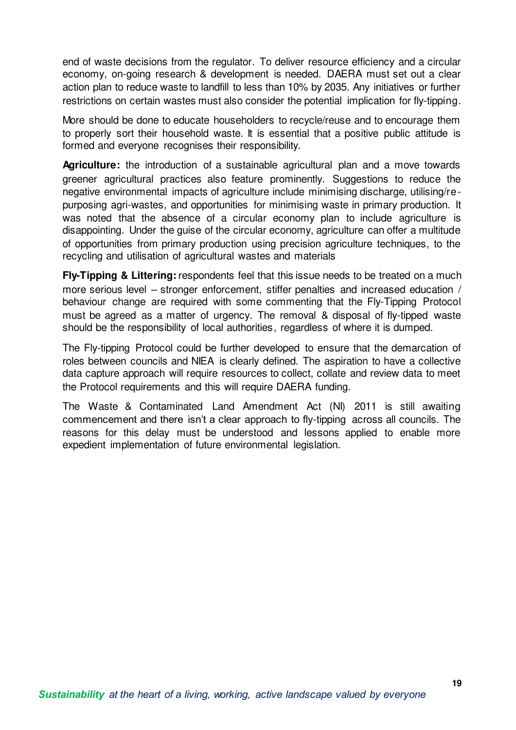end of waste decisions from the regulator. To deliver resource efficiency and a circular economy, on-going research & development is needed. DAERA must set out a clear action plan to reduce waste to landfill to less than 10% by 2035. Any initiatives or further restrictions on certain wastes must also consider the potential implication for fly-tipping.

More should be done to educate householders to recycle/reuse and to encourage them to properly sort their household waste. It is essential that a positive public attitude is formed and everyone recognises their responsibility.

**Agriculture:** the introduction of a sustainable agricultural plan and a move towards greener agricultural practices also feature prominently. Suggestions to reduce the negative environmental impacts of agriculture include minimising discharge, utilising/re-purposing agri-wastes, and opportunities for minimising waste in primary production. It was noted that the absence of a circular economy plan to include agriculture is disappointing. Under the guise of the circular economy, agriculture can offer a multitude of opportunities from primary production using precision agriculture techniques, to the recycling and utilisation of agricultural wastes and materials

**Fly-Tipping & Littering:** respondents feel that this issue needs to be treated on a much more serious level – stronger enforcement, stiffer penalties and increased education / behaviour change are required with some commenting that the Fly-Tipping Protocol must be agreed as a matter of urgency. The removal & disposal of fly-tipped waste should be the responsibility of local authorities, regardless of where it is dumped.

The Fly-tipping Protocol could be further developed to ensure that the demarcation of roles between councils and NIEA is clearly defined. The aspiration to have a collective data capture approach will require resources to collect, collate and review data to meet the Protocol requirements and this will require DAERA funding.

The Waste & Contaminated Land Amendment Act (NI) 2011 is still awaiting commencement and there isn't a clear approach to fly-tipping across all councils. The reasons for this delay must be understood and lessons applied to enable more expedient implementation of future environmental legislation.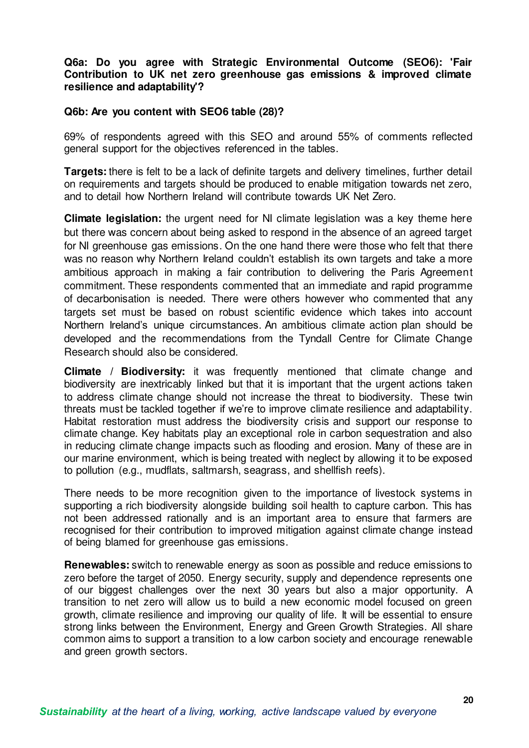**Q6a: Do you agree with Strategic Environmental Outcome (SEO6): 'Fair Contribution to UK net zero greenhouse gas emissions & improved climate resilience and adaptability'?**

**Q6b: Are you content with SEO6 table (28)?**

69% of respondents agreed with this SEO and around 55% of comments reflected general support for the objectives referenced in the tables.

**Targets:** there is felt to be a lack of definite targets and delivery timelines, further detail on requirements and targets should be produced to enable mitigation towards net zero, and to detail how Northern Ireland will contribute towards UK Net Zero.

**Climate legislation:** the urgent need for NI climate legislation was a key theme here but there was concern about being asked to respond in the absence of an agreed target for NI greenhouse gas emissions. On the one hand there were those who felt that there was no reason why Northern Ireland couldn't establish its own targets and take a more ambitious approach in making a fair contribution to delivering the Paris Agreement commitment. These respondents commented that an immediate and rapid programme of decarbonisation is needed. There were others however who commented that any targets set must be based on robust scientific evidence which takes into account Northern Ireland's unique circumstances. An ambitious climate action plan should be developed and the recommendations from the Tyndall Centre for Climate Change Research should also be considered.

**Climate / Biodiversity:** it was frequently mentioned that climate change and biodiversity are inextricably linked but that it is important that the urgent actions taken to address climate change should not increase the threat to biodiversity. These twin threats must be tackled together if we're to improve climate resilience and adaptability. Habitat restoration must address the biodiversity crisis and support our response to climate change. Key habitats play an exceptional role in carbon sequestration and also in reducing climate change impacts such as flooding and erosion. Many of these are in our marine environment, which is being treated with neglect by allowing it to be exposed to pollution (e.g., mudflats, saltmarsh, seagrass, and shellfish reefs).

There needs to be more recognition given to the importance of livestock systems in supporting a rich biodiversity alongside building soil health to capture carbon. This has not been addressed rationally and is an important area to ensure that farmers are recognised for their contribution to improved mitigation against climate change instead of being blamed for greenhouse gas emissions.

**Renewables:** switch to renewable energy as soon as possible and reduce emissions to zero before the target of 2050. Energy security, supply and dependence represents one of our biggest challenges over the next 30 years but also a major opportunity. A transition to net zero will allow us to build a new economic model focused on green growth, climate resilience and improving our quality of life. It will be essential to ensure strong links between the Environment, Energy and Green Growth Strategies. All share common aims to support a transition to a low carbon society and encourage renewable and green growth sectors.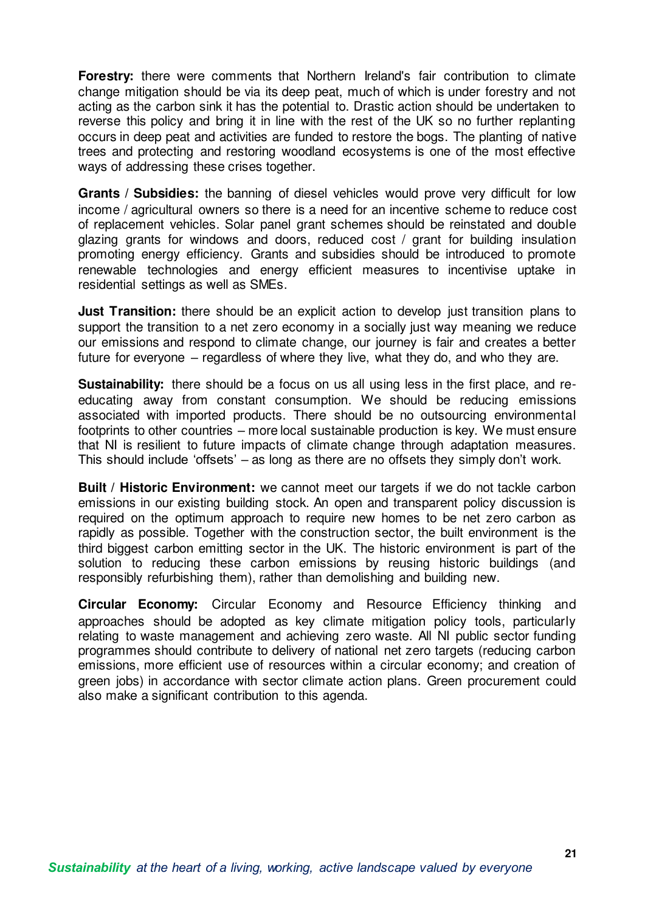**Forestry:** there were comments that Northern Ireland's fair contribution to climate change mitigation should be via its deep peat, much of which is under forestry and not acting as the carbon sink it has the potential to. Drastic action should be undertaken to reverse this policy and bring it in line with the rest of the UK so no further replanting occurs in deep peat and activities are funded to restore the bogs. The planting of native trees and protecting and restoring woodland ecosystems is one of the most effective ways of addressing these crises together.

**Grants / Subsidies:** the banning of diesel vehicles would prove very difficult for low income / agricultural owners so there is a need for an incentive scheme to reduce cost of replacement vehicles. Solar panel grant schemes should be reinstated and double glazing grants for windows and doors, reduced cost / grant for building insulation promoting energy efficiency. Grants and subsidies should be introduced to promote renewable technologies and energy efficient measures to incentivise uptake in residential settings as well as SMEs.

**Just Transition:** there should be an explicit action to develop just transition plans to support the transition to a net zero economy in a socially just way meaning we reduce our emissions and respond to climate change, our journey is fair and creates a better future for everyone – regardless of where they live, what they do, and who they are.

**Sustainability:** there should be a focus on us all using less in the first place, and re-educating away from constant consumption. We should be reducing emissions associated with imported products. There should be no outsourcing environmental footprints to other countries – more local sustainable production is key. We must ensure that NI is resilient to future impacts of climate change through adaptation measures. This should include 'offsets' – as long as there are no offsets they simply don't work.

**Built / Historic Environment:** we cannot meet our targets if we do not tackle carbon emissions in our existing building stock. An open and transparent policy discussion is required on the optimum approach to require new homes to be net zero carbon as rapidly as possible. Together with the construction sector, the built environment is the third biggest carbon emitting sector in the UK. The historic environment is part of the solution to reducing these carbon emissions by reusing historic buildings (and responsibly refurbishing them), rather than demolishing and building new.

**Circular Economy:** Circular Economy and Resource Efficiency thinking and approaches should be adopted as key climate mitigation policy tools, particularly relating to waste management and achieving zero waste. All NI public sector funding programmes should contribute to delivery of national net zero targets (reducing carbon emissions, more efficient use of resources within a circular economy; and creation of green jobs) in accordance with sector climate action plans. Green procurement could also make a significant contribution to this agenda.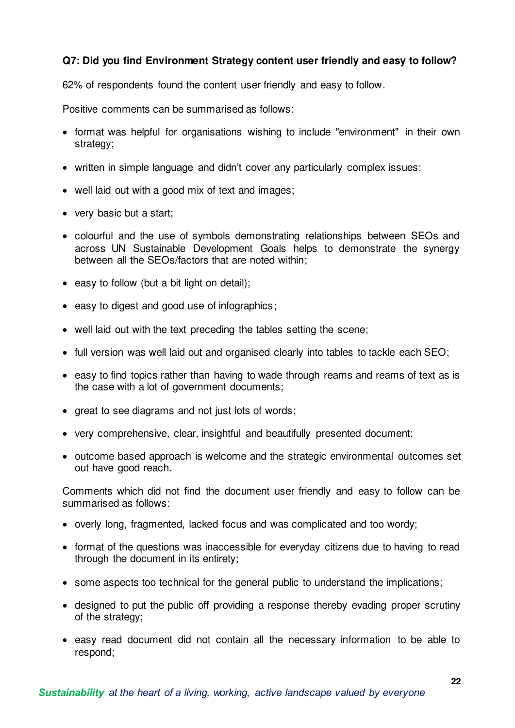**Q7: Did you find Environment Strategy content user friendly and easy to follow?**

62% of respondents found the content user friendly and easy to follow.

Positive comments can be summarised as follows:

- format was helpful for organisations wishing to include "environment" in their own strategy;
- written in simple language and didn't cover any particularly complex issues;
- well laid out with a good mix of text and images;
- very basic but a start;
- colourful and the use of symbols demonstrating relationships between SEOs and across UN Sustainable Development Goals helps to demonstrate the synergy between all the SEOs/factors that are noted within;
- easy to follow (but a bit light on detail);
- easy to digest and good use of infographics;
- well laid out with the text preceding the tables setting the scene;
- full version was well laid out and organised clearly into tables to tackle each SEO;
- easy to find topics rather than having to wade through reams and reams of text as is the case with a lot of government documents;
- great to see diagrams and not just lots of words;
- very comprehensive, clear, insightful and beautifully presented document;
- outcome based approach is welcome and the strategic environmental outcomes set out have good reach.

Comments which did not find the document user friendly and easy to follow can be summarised as follows:

- overly long, fragmented, lacked focus and was complicated and too wordy;
- format of the questions was inaccessible for everyday citizens due to having to read through the document in its entirety;
- some aspects too technical for the general public to understand the implications;
- designed to put the public off providing a response thereby evading proper scrutiny of the strategy;
- easy read document did not contain all the necessary information to be able to respond;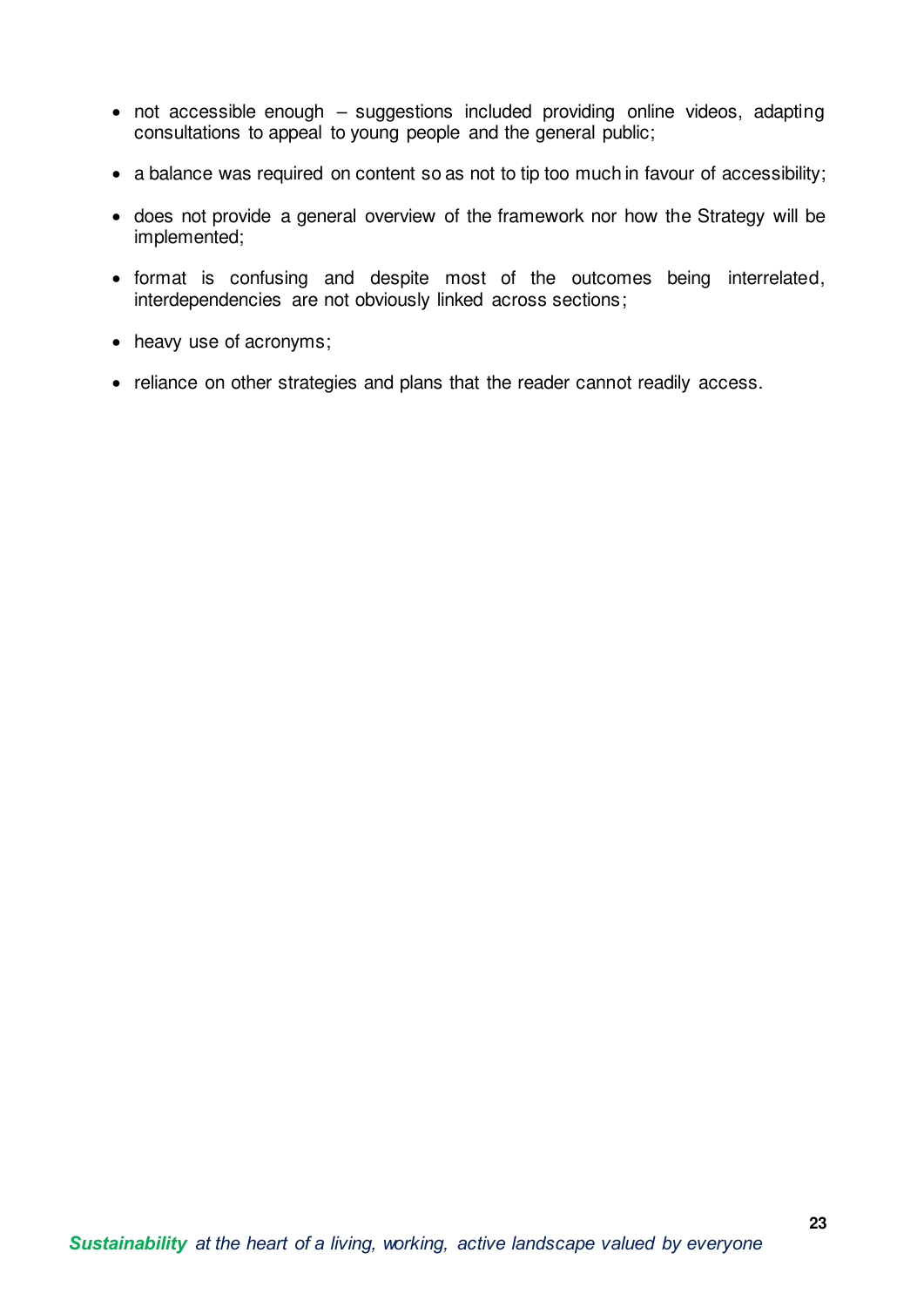- not accessible enough – suggestions included providing online videos, adapting consultations to appeal to young people and the general public;
- a balance was required on content so as not to tip too much in favour of accessibility;
- does not provide a general overview of the framework nor how the Strategy will be implemented;
- format is confusing and despite most of the outcomes being interrelated, interdependencies are not obviously linked across sections;
- heavy use of acronyms;
- reliance on other strategies and plans that the reader cannot readily access.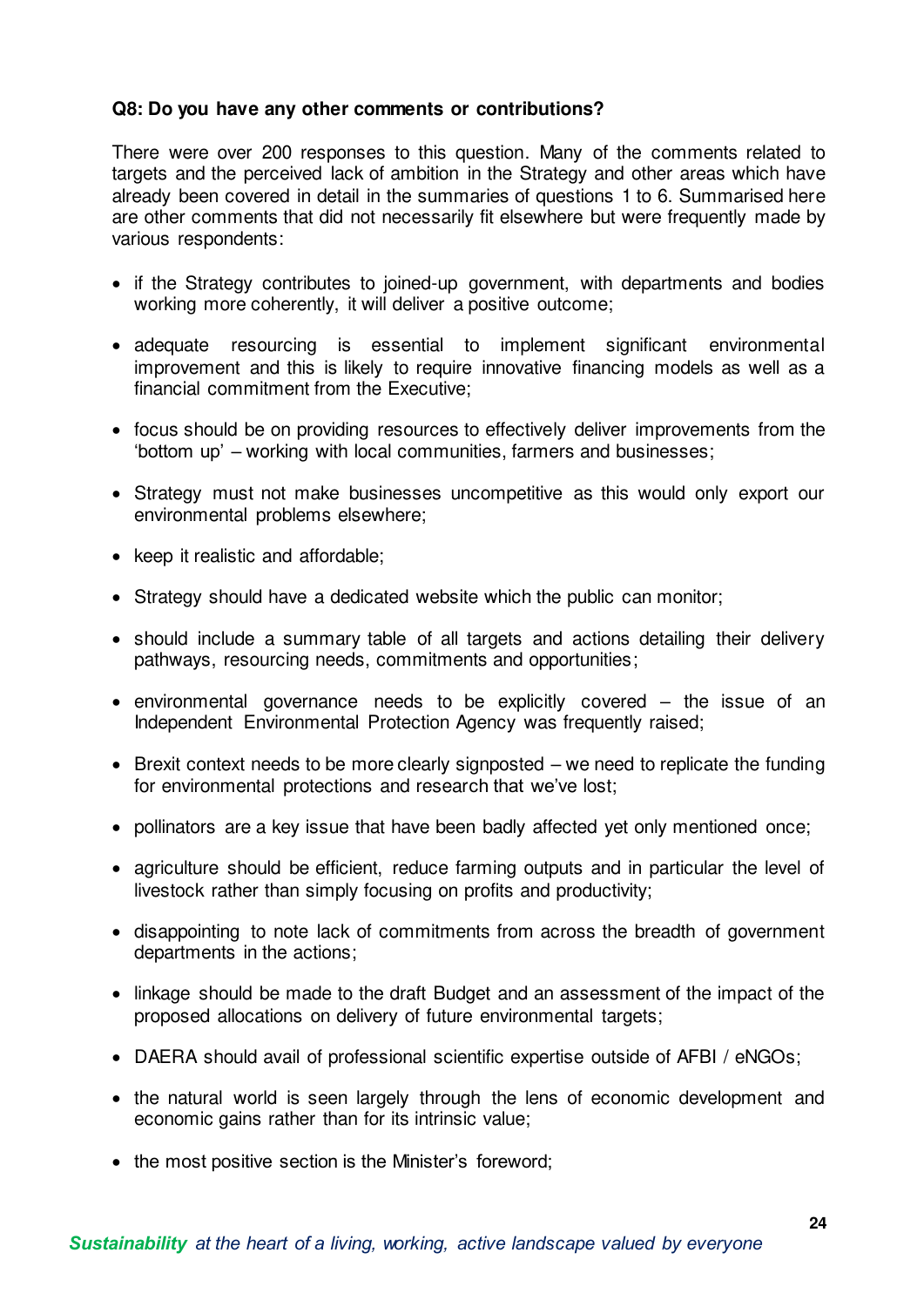**Q8: Do you have any other comments or contributions?**

There were over 200 responses to this question. Many of the comments related to targets and the perceived lack of ambition in the Strategy and other areas which have already been covered in detail in the summaries of questions 1 to 6. Summarised here are other comments that did not necessarily fit elsewhere but were frequently made by various respondents:

- if the Strategy contributes to joined-up government, with departments and bodies working more coherently, it will deliver a positive outcome;
- adequate resourcing is essential to implement significant environmental improvement and this is likely to require innovative financing models as well as a financial commitment from the Executive;
- focus should be on providing resources to effectively deliver improvements from the 'bottom up' – working with local communities, farmers and businesses;
- Strategy must not make businesses uncompetitive as this would only export our environmental problems elsewhere;
- keep it realistic and affordable;
- Strategy should have a dedicated website which the public can monitor;
- should include a summary table of all targets and actions detailing their delivery pathways, resourcing needs, commitments and opportunities;
- environmental governance needs to be explicitly covered – the issue of an Independent Environmental Protection Agency was frequently raised;
- Brexit context needs to be more clearly signposted – we need to replicate the funding for environmental protections and research that we've lost;
- pollinators are a key issue that have been badly affected yet only mentioned once;
- agriculture should be efficient, reduce farming outputs and in particular the level of livestock rather than simply focusing on profits and productivity;
- disappointing to note lack of commitments from across the breadth of government departments in the actions;
- linkage should be made to the draft Budget and an assessment of the impact of the proposed allocations on delivery of future environmental targets;
- DAERA should avail of professional scientific expertise outside of AFBI / eNGOs;
- the natural world is seen largely through the lens of economic development and economic gains rather than for its intrinsic value;
- the most positive section is the Minister's foreword;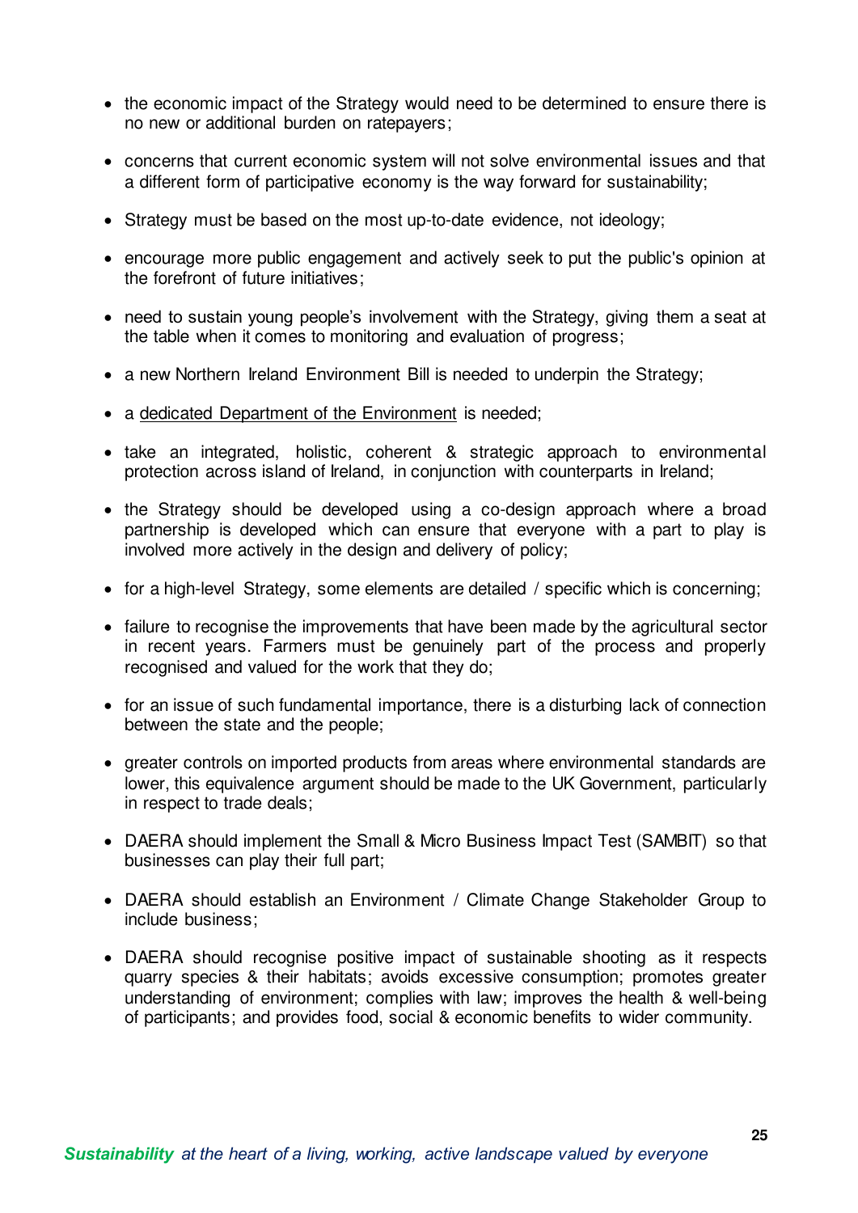- the economic impact of the Strategy would need to be determined to ensure there is no new or additional burden on ratepayers;
- concerns that current economic system will not solve environmental issues and that a different form of participative economy is the way forward for sustainability;
- Strategy must be based on the most up-to-date evidence, not ideology;
- encourage more public engagement and actively seek to put the public's opinion at the forefront of future initiatives;
- need to sustain young people's involvement with the Strategy, giving them a seat at the table when it comes to monitoring and evaluation of progress;
- a new Northern Ireland Environment Bill is needed to underpin the Strategy;
- a dedicated Department of the Environment is needed;
- take an integrated, holistic, coherent & strategic approach to environmental protection across island of Ireland, in conjunction with counterparts in Ireland;
- the Strategy should be developed using a co-design approach where a broad partnership is developed which can ensure that everyone with a part to play is involved more actively in the design and delivery of policy;
- for a high-level Strategy, some elements are detailed / specific which is concerning;
- failure to recognise the improvements that have been made by the agricultural sector in recent years. Farmers must be genuinely part of the process and properly recognised and valued for the work that they do;
- for an issue of such fundamental importance, there is a disturbing lack of connection between the state and the people;
- greater controls on imported products from areas where environmental standards are lower, this equivalence argument should be made to the UK Government, particularly in respect to trade deals;
- DAERA should implement the Small & Micro Business Impact Test (SAMBIT) so that businesses can play their full part;
- DAERA should establish an Environment / Climate Change Stakeholder Group to include business;
- DAERA should recognise positive impact of sustainable shooting as it respects quarry species & their habitats; avoids excessive consumption; promotes greater understanding of environment; complies with law; improves the health & well-being of participants; and provides food, social & economic benefits to wider community.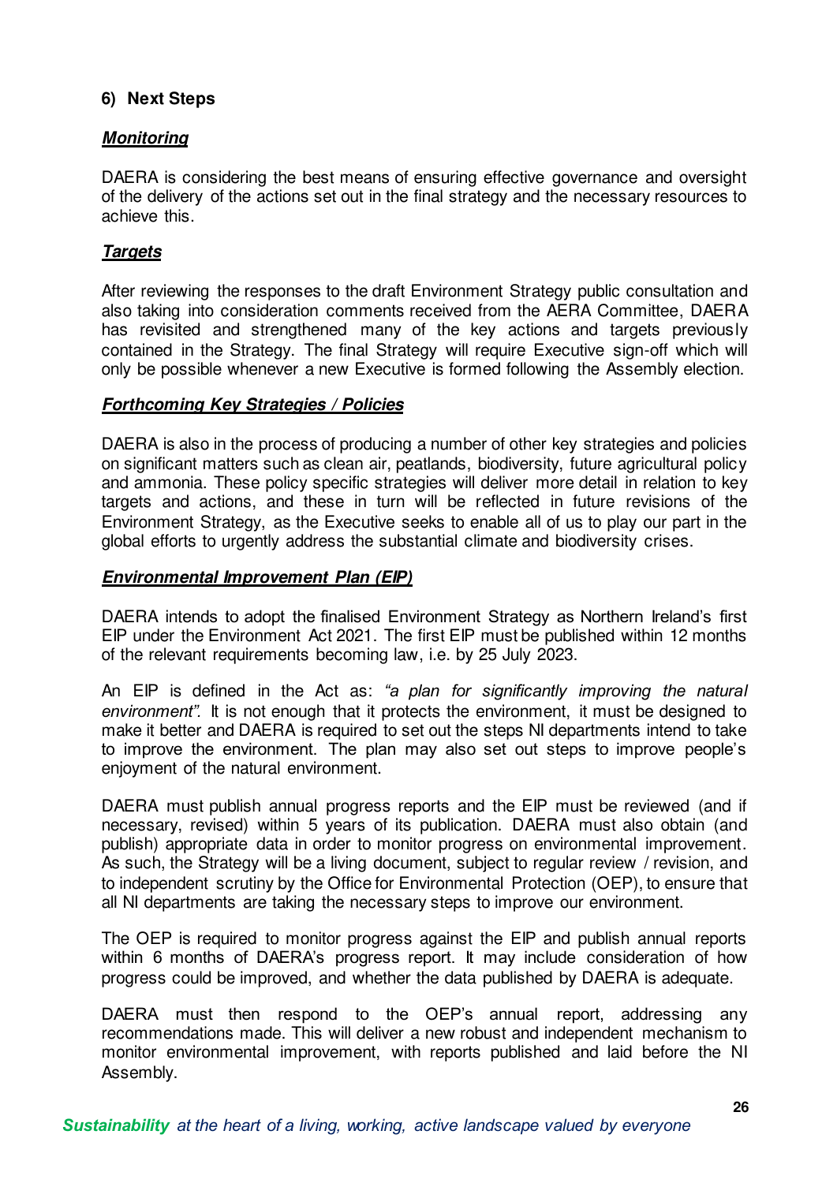## 6) Next Steps

***Monitoring***

DAERA is considering the best means of ensuring effective governance and oversight of the delivery of the actions set out in the final strategy and the necessary resources to achieve this.

***Targets***

After reviewing the responses to the draft Environment Strategy public consultation and also taking into consideration comments received from the AERA Committee, DAERA has revisited and strengthened many of the key actions and targets previously contained in the Strategy. The final Strategy will require Executive sign-off which will only be possible whenever a new Executive is formed following the Assembly election.

***Forthcoming Key Strategies / Policies***

DAERA is also in the process of producing a number of other key strategies and policies on significant matters such as clean air, peatlands, biodiversity, future agricultural policy and ammonia. These policy specific strategies will deliver more detail in relation to key targets and actions, and these in turn will be reflected in future revisions of the Environment Strategy, as the Executive seeks to enable all of us to play our part in the global efforts to urgently address the substantial climate and biodiversity crises.

***Environmental Improvement Plan (EIP)***

DAERA intends to adopt the finalised Environment Strategy as Northern Ireland's first EIP under the Environment Act 2021. The first EIP must be published within 12 months of the relevant requirements becoming law, i.e. by 25 July 2023.

An EIP is defined in the Act as: *"a plan for significantly improving the natural environment".* It is not enough that it protects the environment, it must be designed to make it better and DAERA is required to set out the steps NI departments intend to take to improve the environment. The plan may also set out steps to improve people's enjoyment of the natural environment.

DAERA must publish annual progress reports and the EIP must be reviewed (and if necessary, revised) within 5 years of its publication. DAERA must also obtain (and publish) appropriate data in order to monitor progress on environmental improvement. As such, the Strategy will be a living document, subject to regular review / revision, and to independent scrutiny by the Office for Environmental Protection (OEP), to ensure that all NI departments are taking the necessary steps to improve our environment.

The OEP is required to monitor progress against the EIP and publish annual reports within 6 months of DAERA's progress report. It may include consideration of how progress could be improved, and whether the data published by DAERA is adequate.

DAERA must then respond to the OEP's annual report, addressing any recommendations made. This will deliver a new robust and independent mechanism to monitor environmental improvement, with reports published and laid before the NI Assembly.